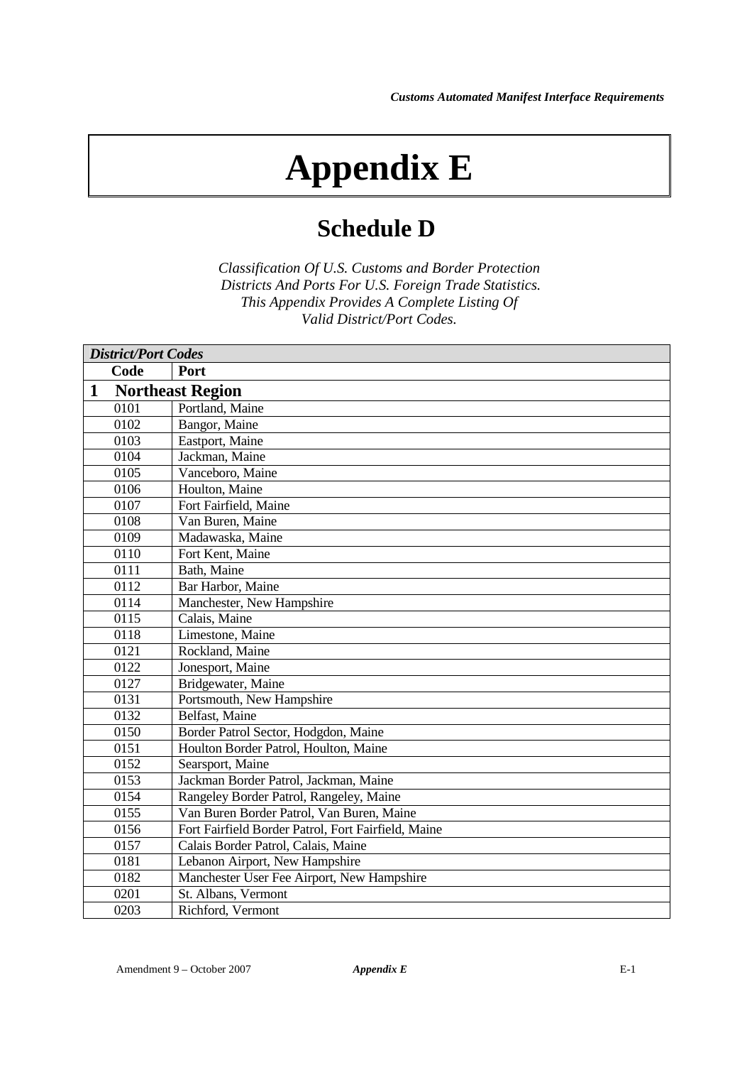# Appendix E

## Schedule D

*Classification Of U.S. Customs and Border Protection Districts And Ports For U.S. Foreign Trade Statistics. This Appendix Provides A Complete Listing Of Valid District/Port Codes.*

| ***District/Port Codes*** | |
|---|---|
| **Code** | **Port** |
| **1 Northeast Region** | |
| 0101 | Portland, Maine |
| 0102 | Bangor, Maine |
| 0103 | Eastport, Maine |
| 0104 | Jackman, Maine |
| 0105 | Vanceboro, Maine |
| 0106 | Houlton, Maine |
| 0107 | Fort Fairfield, Maine |
| 0108 | Van Buren, Maine |
| 0109 | Madawaska, Maine |
| 0110 | Fort Kent, Maine |
| 0111 | Bath, Maine |
| 0112 | Bar Harbor, Maine |
| 0114 | Manchester, New Hampshire |
| 0115 | Calais, Maine |
| 0118 | Limestone, Maine |
| 0121 | Rockland, Maine |
| 0122 | Jonesport, Maine |
| 0127 | Bridgewater, Maine |
| 0131 | Portsmouth, New Hampshire |
| 0132 | Belfast, Maine |
| 0150 | Border Patrol Sector, Hodgdon, Maine |
| 0151 | Houlton Border Patrol, Houlton, Maine |
| 0152 | Searsport, Maine |
| 0153 | Jackman Border Patrol, Jackman, Maine |
| 0154 | Rangeley Border Patrol, Rangeley, Maine |
| 0155 | Van Buren Border Patrol, Van Buren, Maine |
| 0156 | Fort Fairfield Border Patrol, Fort Fairfield, Maine |
| 0157 | Calais Border Patrol, Calais, Maine |
| 0181 | Lebanon Airport, New Hampshire |
| 0182 | Manchester User Fee Airport, New Hampshire |
| 0201 | St. Albans, Vermont |
| 0203 | Richford, Vermont |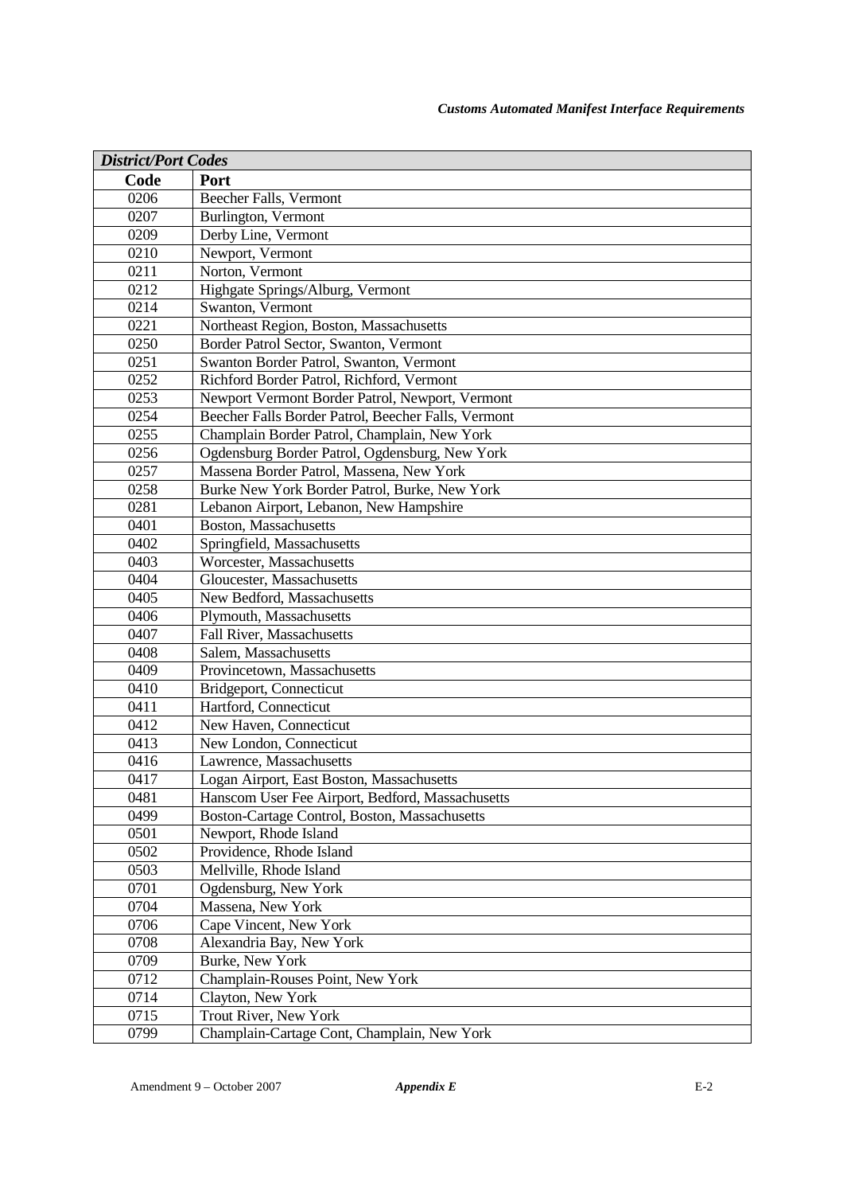| *District/Port Codes* | |
|---|---|
| **Code** | **Port** |
| 0206 | Beecher Falls, Vermont |
| 0207 | Burlington, Vermont |
| 0209 | Derby Line, Vermont |
| 0210 | Newport, Vermont |
| 0211 | Norton, Vermont |
| 0212 | Highgate Springs/Alburg, Vermont |
| 0214 | Swanton, Vermont |
| 0221 | Northeast Region, Boston, Massachusetts |
| 0250 | Border Patrol Sector, Swanton, Vermont |
| 0251 | Swanton Border Patrol, Swanton, Vermont |
| 0252 | Richford Border Patrol, Richford, Vermont |
| 0253 | Newport Vermont Border Patrol, Newport, Vermont |
| 0254 | Beecher Falls Border Patrol, Beecher Falls, Vermont |
| 0255 | Champlain Border Patrol, Champlain, New York |
| 0256 | Ogdensburg Border Patrol, Ogdensburg, New York |
| 0257 | Massena Border Patrol, Massena, New York |
| 0258 | Burke New York Border Patrol, Burke, New York |
| 0281 | Lebanon Airport, Lebanon, New Hampshire |
| 0401 | Boston, Massachusetts |
| 0402 | Springfield, Massachusetts |
| 0403 | Worcester, Massachusetts |
| 0404 | Gloucester, Massachusetts |
| 0405 | New Bedford, Massachusetts |
| 0406 | Plymouth, Massachusetts |
| 0407 | Fall River, Massachusetts |
| 0408 | Salem, Massachusetts |
| 0409 | Provincetown, Massachusetts |
| 0410 | Bridgeport, Connecticut |
| 0411 | Hartford, Connecticut |
| 0412 | New Haven, Connecticut |
| 0413 | New London, Connecticut |
| 0416 | Lawrence, Massachusetts |
| 0417 | Logan Airport, East Boston, Massachusetts |
| 0481 | Hanscom User Fee Airport, Bedford, Massachusetts |
| 0499 | Boston-Cartage Control, Boston, Massachusetts |
| 0501 | Newport, Rhode Island |
| 0502 | Providence, Rhode Island |
| 0503 | Mellville, Rhode Island |
| 0701 | Ogdensburg, New York |
| 0704 | Massena, New York |
| 0706 | Cape Vincent, New York |
| 0708 | Alexandria Bay, New York |
| 0709 | Burke, New York |
| 0712 | Champlain-Rouses Point, New York |
| 0714 | Clayton, New York |
| 0715 | Trout River, New York |
| 0799 | Champlain-Cartage Cont, Champlain, New York |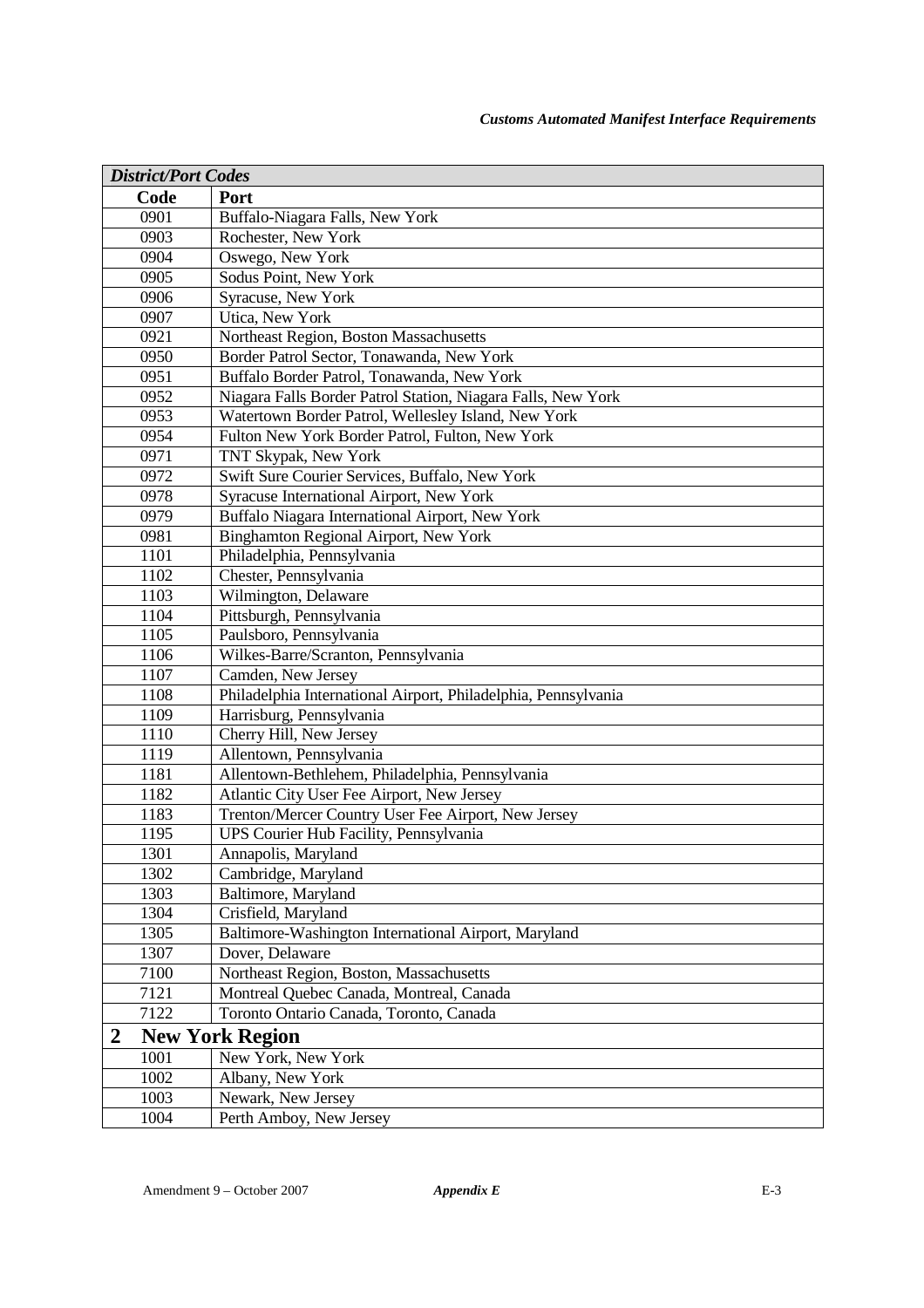| *District/Port Codes* | |
|---|---|
| **Code** | **Port** |
| 0901 | Buffalo-Niagara Falls, New York |
| 0903 | Rochester, New York |
| 0904 | Oswego, New York |
| 0905 | Sodus Point, New York |
| 0906 | Syracuse, New York |
| 0907 | Utica, New York |
| 0921 | Northeast Region, Boston Massachusetts |
| 0950 | Border Patrol Sector, Tonawanda, New York |
| 0951 | Buffalo Border Patrol, Tonawanda, New York |
| 0952 | Niagara Falls Border Patrol Station, Niagara Falls, New York |
| 0953 | Watertown Border Patrol, Wellesley Island, New York |
| 0954 | Fulton New York Border Patrol, Fulton, New York |
| 0971 | TNT Skypak, New York |
| 0972 | Swift Sure Courier Services, Buffalo, New York |
| 0978 | Syracuse International Airport, New York |
| 0979 | Buffalo Niagara International Airport, New York |
| 0981 | Binghamton Regional Airport, New York |
| 1101 | Philadelphia, Pennsylvania |
| 1102 | Chester, Pennsylvania |
| 1103 | Wilmington, Delaware |
| 1104 | Pittsburgh, Pennsylvania |
| 1105 | Paulsboro, Pennsylvania |
| 1106 | Wilkes-Barre/Scranton, Pennsylvania |
| 1107 | Camden, New Jersey |
| 1108 | Philadelphia International Airport, Philadelphia, Pennsylvania |
| 1109 | Harrisburg, Pennsylvania |
| 1110 | Cherry Hill, New Jersey |
| 1119 | Allentown, Pennsylvania |
| 1181 | Allentown-Bethlehem, Philadelphia, Pennsylvania |
| 1182 | Atlantic City User Fee Airport, New Jersey |
| 1183 | Trenton/Mercer Country User Fee Airport, New Jersey |
| 1195 | UPS Courier Hub Facility, Pennsylvania |
| 1301 | Annapolis, Maryland |
| 1302 | Cambridge, Maryland |
| 1303 | Baltimore, Maryland |
| 1304 | Crisfield, Maryland |
| 1305 | Baltimore-Washington International Airport, Maryland |
| 1307 | Dover, Delaware |
| 7100 | Northeast Region, Boston, Massachusetts |
| 7121 | Montreal Quebec Canada, Montreal, Canada |
| 7122 | Toronto Ontario Canada, Toronto, Canada |
| **2 New York Region** | |
| 1001 | New York, New York |
| 1002 | Albany, New York |
| 1003 | Newark, New Jersey |
| 1004 | Perth Amboy, New Jersey |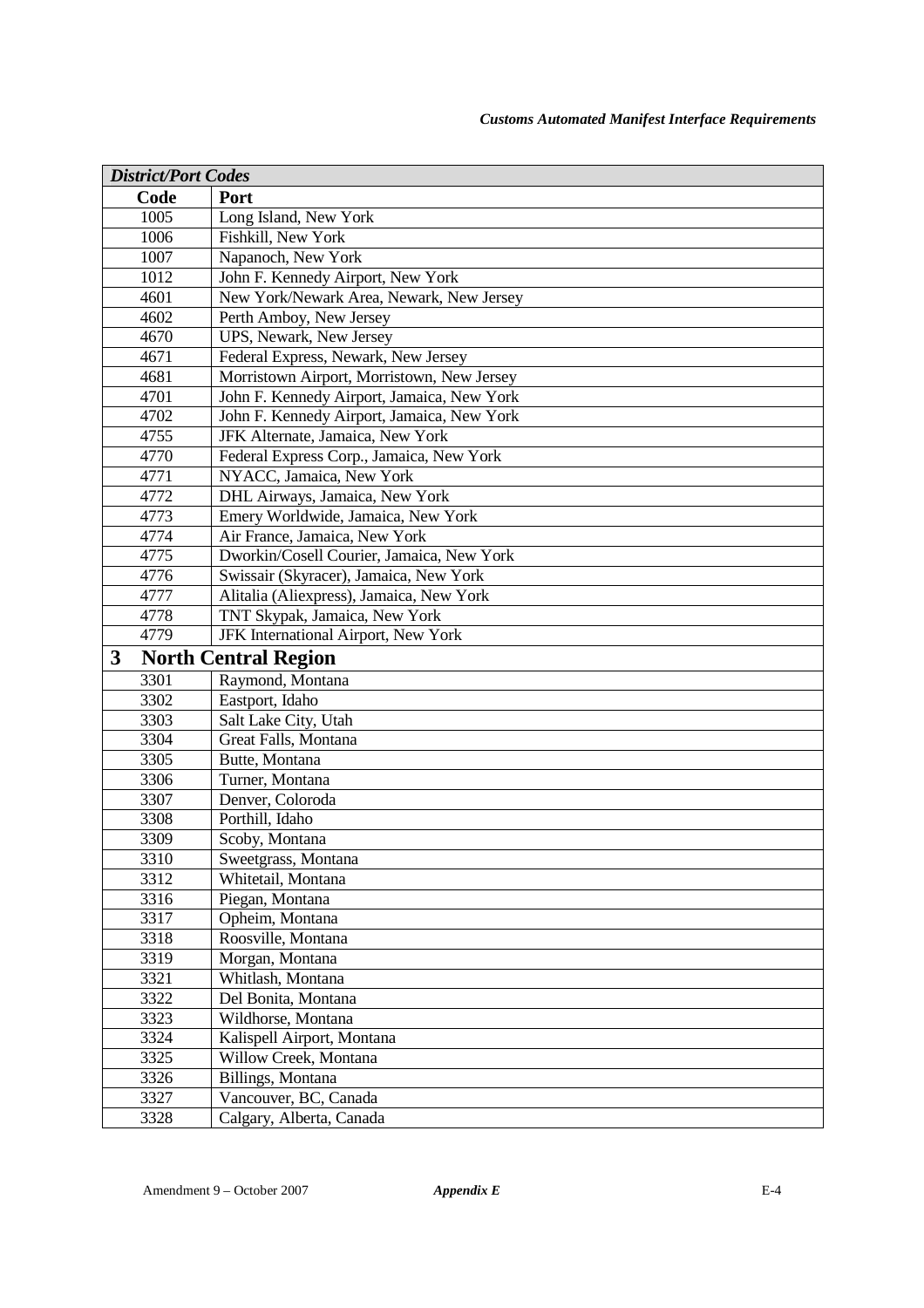| *District/Port Codes* | |
|---|---|
| **Code** | **Port** |
| 1005 | Long Island, New York |
| 1006 | Fishkill, New York |
| 1007 | Napanoch, New York |
| 1012 | John F. Kennedy Airport, New York |
| 4601 | New York/Newark Area, Newark, New Jersey |
| 4602 | Perth Amboy, New Jersey |
| 4670 | UPS, Newark, New Jersey |
| 4671 | Federal Express, Newark, New Jersey |
| 4681 | Morristown Airport, Morristown, New Jersey |
| 4701 | John F. Kennedy Airport, Jamaica, New York |
| 4702 | John F. Kennedy Airport, Jamaica, New York |
| 4755 | JFK Alternate, Jamaica, New York |
| 4770 | Federal Express Corp., Jamaica, New York |
| 4771 | NYACC, Jamaica, New York |
| 4772 | DHL Airways, Jamaica, New York |
| 4773 | Emery Worldwide, Jamaica, New York |
| 4774 | Air France, Jamaica, New York |
| 4775 | Dworkin/Cosell Courier, Jamaica, New York |
| 4776 | Swissair (Skyracer), Jamaica, New York |
| 4777 | Alitalia (Aliexpress), Jamaica, New York |
| 4778 | TNT Skypak, Jamaica, New York |
| 4779 | JFK International Airport, New York |
| **3** | **North Central Region** |
| 3301 | Raymond, Montana |
| 3302 | Eastport, Idaho |
| 3303 | Salt Lake City, Utah |
| 3304 | Great Falls, Montana |
| 3305 | Butte, Montana |
| 3306 | Turner, Montana |
| 3307 | Denver, Coloroda |
| 3308 | Porthill, Idaho |
| 3309 | Scoby, Montana |
| 3310 | Sweetgrass, Montana |
| 3312 | Whitetail, Montana |
| 3316 | Piegan, Montana |
| 3317 | Opheim, Montana |
| 3318 | Roosville, Montana |
| 3319 | Morgan, Montana |
| 3321 | Whitlash, Montana |
| 3322 | Del Bonita, Montana |
| 3323 | Wildhorse, Montana |
| 3324 | Kalispell Airport, Montana |
| 3325 | Willow Creek, Montana |
| 3326 | Billings, Montana |
| 3327 | Vancouver, BC, Canada |
| 3328 | Calgary, Alberta, Canada |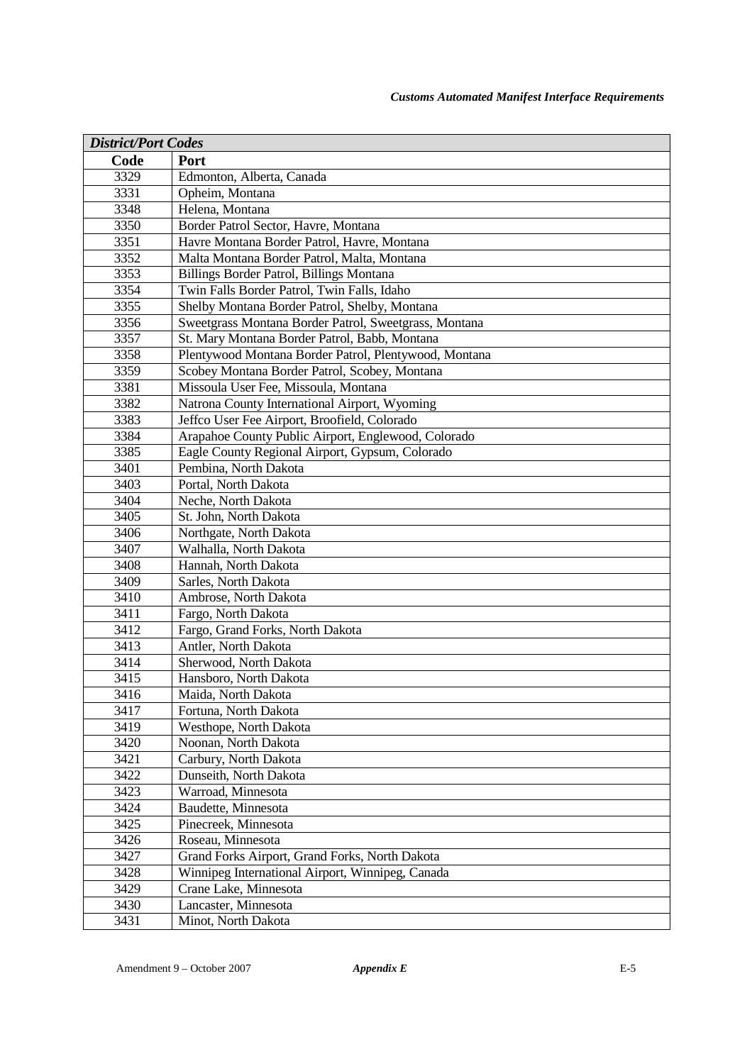| *District/Port Codes* | |
|---|---|
| **Code** | **Port** |
| 3329 | Edmonton, Alberta, Canada |
| 3331 | Opheim, Montana |
| 3348 | Helena, Montana |
| 3350 | Border Patrol Sector, Havre, Montana |
| 3351 | Havre Montana Border Patrol, Havre, Montana |
| 3352 | Malta Montana Border Patrol, Malta, Montana |
| 3353 | Billings Border Patrol, Billings Montana |
| 3354 | Twin Falls Border Patrol, Twin Falls, Idaho |
| 3355 | Shelby Montana Border Patrol, Shelby, Montana |
| 3356 | Sweetgrass Montana Border Patrol, Sweetgrass, Montana |
| 3357 | St. Mary Montana Border Patrol, Babb, Montana |
| 3358 | Plentywood Montana Border Patrol, Plentywood, Montana |
| 3359 | Scobey Montana Border Patrol, Scobey, Montana |
| 3381 | Missoula User Fee, Missoula, Montana |
| 3382 | Natrona County International Airport, Wyoming |
| 3383 | Jeffco User Fee Airport, Broofield, Colorado |
| 3384 | Arapahoe County Public Airport, Englewood, Colorado |
| 3385 | Eagle County Regional Airport, Gypsum, Colorado |
| 3401 | Pembina, North Dakota |
| 3403 | Portal, North Dakota |
| 3404 | Neche, North Dakota |
| 3405 | St. John, North Dakota |
| 3406 | Northgate, North Dakota |
| 3407 | Walhalla, North Dakota |
| 3408 | Hannah, North Dakota |
| 3409 | Sarles, North Dakota |
| 3410 | Ambrose, North Dakota |
| 3411 | Fargo, North Dakota |
| 3412 | Fargo, Grand Forks, North Dakota |
| 3413 | Antler, North Dakota |
| 3414 | Sherwood, North Dakota |
| 3415 | Hansboro, North Dakota |
| 3416 | Maida, North Dakota |
| 3417 | Fortuna, North Dakota |
| 3419 | Westhope, North Dakota |
| 3420 | Noonan, North Dakota |
| 3421 | Carbury, North Dakota |
| 3422 | Dunseith, North Dakota |
| 3423 | Warroad, Minnesota |
| 3424 | Baudette, Minnesota |
| 3425 | Pinecreek, Minnesota |
| 3426 | Roseau, Minnesota |
| 3427 | Grand Forks Airport, Grand Forks, North Dakota |
| 3428 | Winnipeg International Airport, Winnipeg, Canada |
| 3429 | Crane Lake, Minnesota |
| 3430 | Lancaster, Minnesota |
| 3431 | Minot, North Dakota |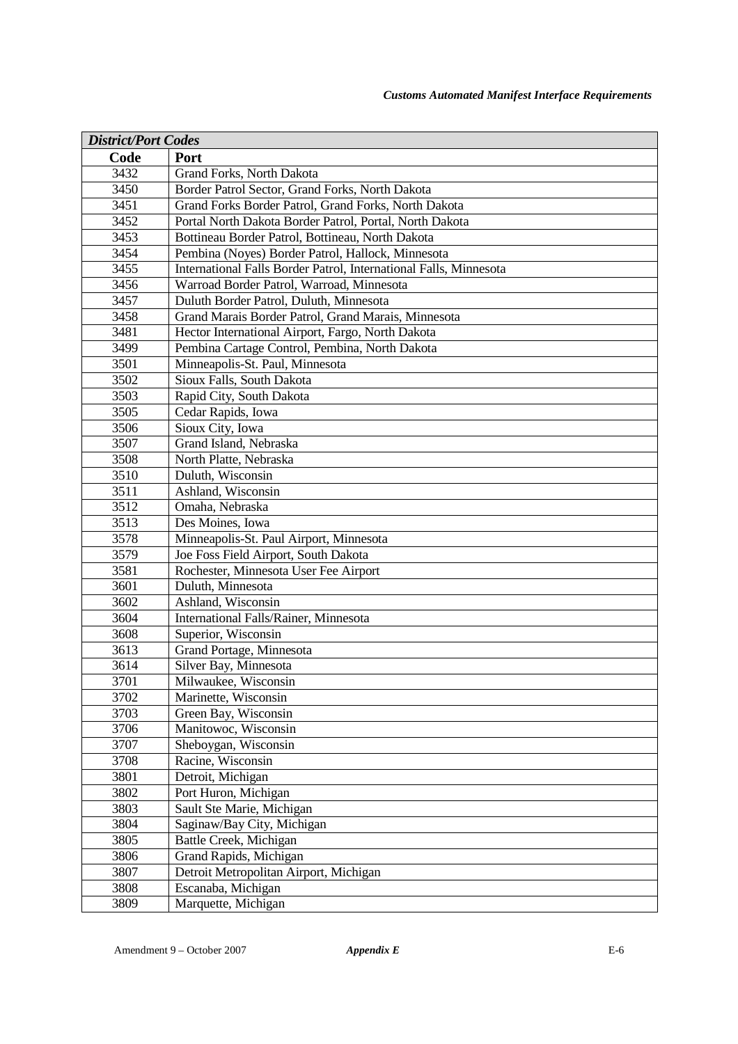| *District/Port Codes* | |
|---|---|
| **Code** | **Port** |
| 3432 | Grand Forks, North Dakota |
| 3450 | Border Patrol Sector, Grand Forks, North Dakota |
| 3451 | Grand Forks Border Patrol, Grand Forks, North Dakota |
| 3452 | Portal North Dakota Border Patrol, Portal, North Dakota |
| 3453 | Bottineau Border Patrol, Bottineau, North Dakota |
| 3454 | Pembina (Noyes) Border Patrol, Hallock, Minnesota |
| 3455 | International Falls Border Patrol, International Falls, Minnesota |
| 3456 | Warroad Border Patrol, Warroad, Minnesota |
| 3457 | Duluth Border Patrol, Duluth, Minnesota |
| 3458 | Grand Marais Border Patrol, Grand Marais, Minnesota |
| 3481 | Hector International Airport, Fargo, North Dakota |
| 3499 | Pembina Cartage Control, Pembina, North Dakota |
| 3501 | Minneapolis-St. Paul, Minnesota |
| 3502 | Sioux Falls, South Dakota |
| 3503 | Rapid City, South Dakota |
| 3505 | Cedar Rapids, Iowa |
| 3506 | Sioux City, Iowa |
| 3507 | Grand Island, Nebraska |
| 3508 | North Platte, Nebraska |
| 3510 | Duluth, Wisconsin |
| 3511 | Ashland, Wisconsin |
| 3512 | Omaha, Nebraska |
| 3513 | Des Moines, Iowa |
| 3578 | Minneapolis-St. Paul Airport, Minnesota |
| 3579 | Joe Foss Field Airport, South Dakota |
| 3581 | Rochester, Minnesota User Fee Airport |
| 3601 | Duluth, Minnesota |
| 3602 | Ashland, Wisconsin |
| 3604 | International Falls/Rainer, Minnesota |
| 3608 | Superior, Wisconsin |
| 3613 | Grand Portage, Minnesota |
| 3614 | Silver Bay, Minnesota |
| 3701 | Milwaukee, Wisconsin |
| 3702 | Marinette, Wisconsin |
| 3703 | Green Bay, Wisconsin |
| 3706 | Manitowoc, Wisconsin |
| 3707 | Sheboygan, Wisconsin |
| 3708 | Racine, Wisconsin |
| 3801 | Detroit, Michigan |
| 3802 | Port Huron, Michigan |
| 3803 | Sault Ste Marie, Michigan |
| 3804 | Saginaw/Bay City, Michigan |
| 3805 | Battle Creek, Michigan |
| 3806 | Grand Rapids, Michigan |
| 3807 | Detroit Metropolitan Airport, Michigan |
| 3808 | Escanaba, Michigan |
| 3809 | Marquette, Michigan |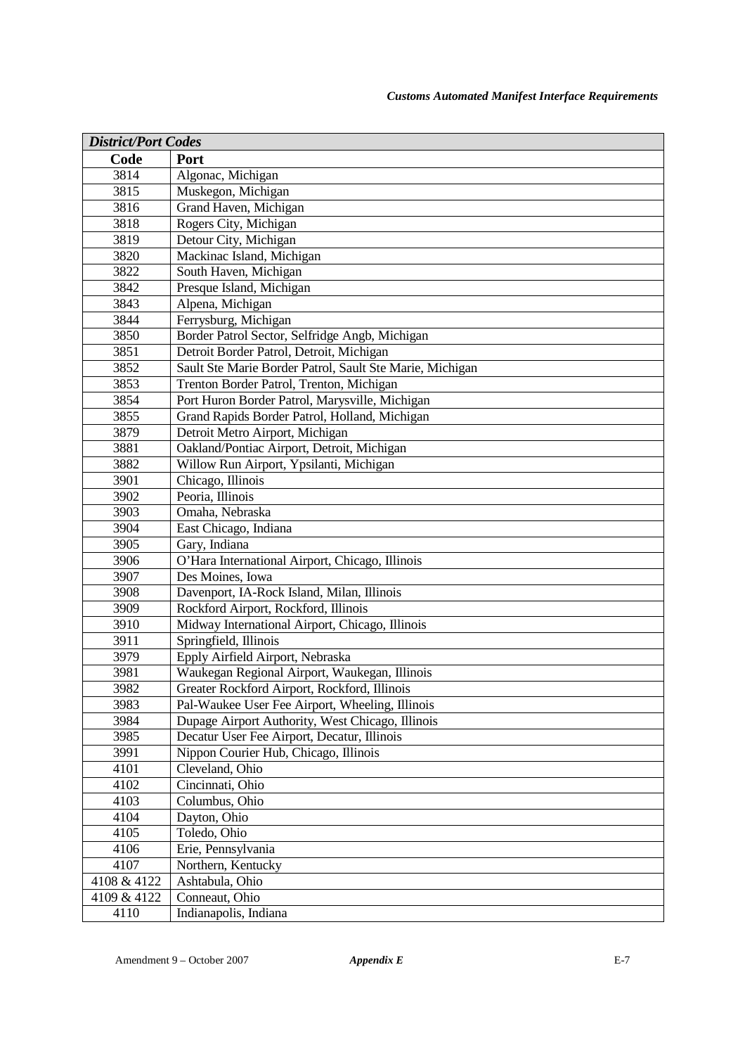| *District/Port Codes* | |
|---|---|
| **Code** | **Port** |
| 3814 | Algonac, Michigan |
| 3815 | Muskegon, Michigan |
| 3816 | Grand Haven, Michigan |
| 3818 | Rogers City, Michigan |
| 3819 | Detour City, Michigan |
| 3820 | Mackinac Island, Michigan |
| 3822 | South Haven, Michigan |
| 3842 | Presque Island, Michigan |
| 3843 | Alpena, Michigan |
| 3844 | Ferrysburg, Michigan |
| 3850 | Border Patrol Sector, Selfridge Angb, Michigan |
| 3851 | Detroit Border Patrol, Detroit, Michigan |
| 3852 | Sault Ste Marie Border Patrol, Sault Ste Marie, Michigan |
| 3853 | Trenton Border Patrol, Trenton, Michigan |
| 3854 | Port Huron Border Patrol, Marysville, Michigan |
| 3855 | Grand Rapids Border Patrol, Holland, Michigan |
| 3879 | Detroit Metro Airport, Michigan |
| 3881 | Oakland/Pontiac Airport, Detroit, Michigan |
| 3882 | Willow Run Airport, Ypsilanti, Michigan |
| 3901 | Chicago, Illinois |
| 3902 | Peoria, Illinois |
| 3903 | Omaha, Nebraska |
| 3904 | East Chicago, Indiana |
| 3905 | Gary, Indiana |
| 3906 | O'Hara International Airport, Chicago, Illinois |
| 3907 | Des Moines, Iowa |
| 3908 | Davenport, IA-Rock Island, Milan, Illinois |
| 3909 | Rockford Airport, Rockford, Illinois |
| 3910 | Midway International Airport, Chicago, Illinois |
| 3911 | Springfield, Illinois |
| 3979 | Epply Airfield Airport, Nebraska |
| 3981 | Waukegan Regional Airport, Waukegan, Illinois |
| 3982 | Greater Rockford Airport, Rockford, Illinois |
| 3983 | Pal-Waukee User Fee Airport, Wheeling, Illinois |
| 3984 | Dupage Airport Authority, West Chicago, Illinois |
| 3985 | Decatur User Fee Airport, Decatur, Illinois |
| 3991 | Nippon Courier Hub, Chicago, Illinois |
| 4101 | Cleveland, Ohio |
| 4102 | Cincinnati, Ohio |
| 4103 | Columbus, Ohio |
| 4104 | Dayton, Ohio |
| 4105 | Toledo, Ohio |
| 4106 | Erie, Pennsylvania |
| 4107 | Northern, Kentucky |
| 4108 & 4122 | Ashtabula, Ohio |
| 4109 & 4122 | Conneaut, Ohio |
| 4110 | Indianapolis, Indiana |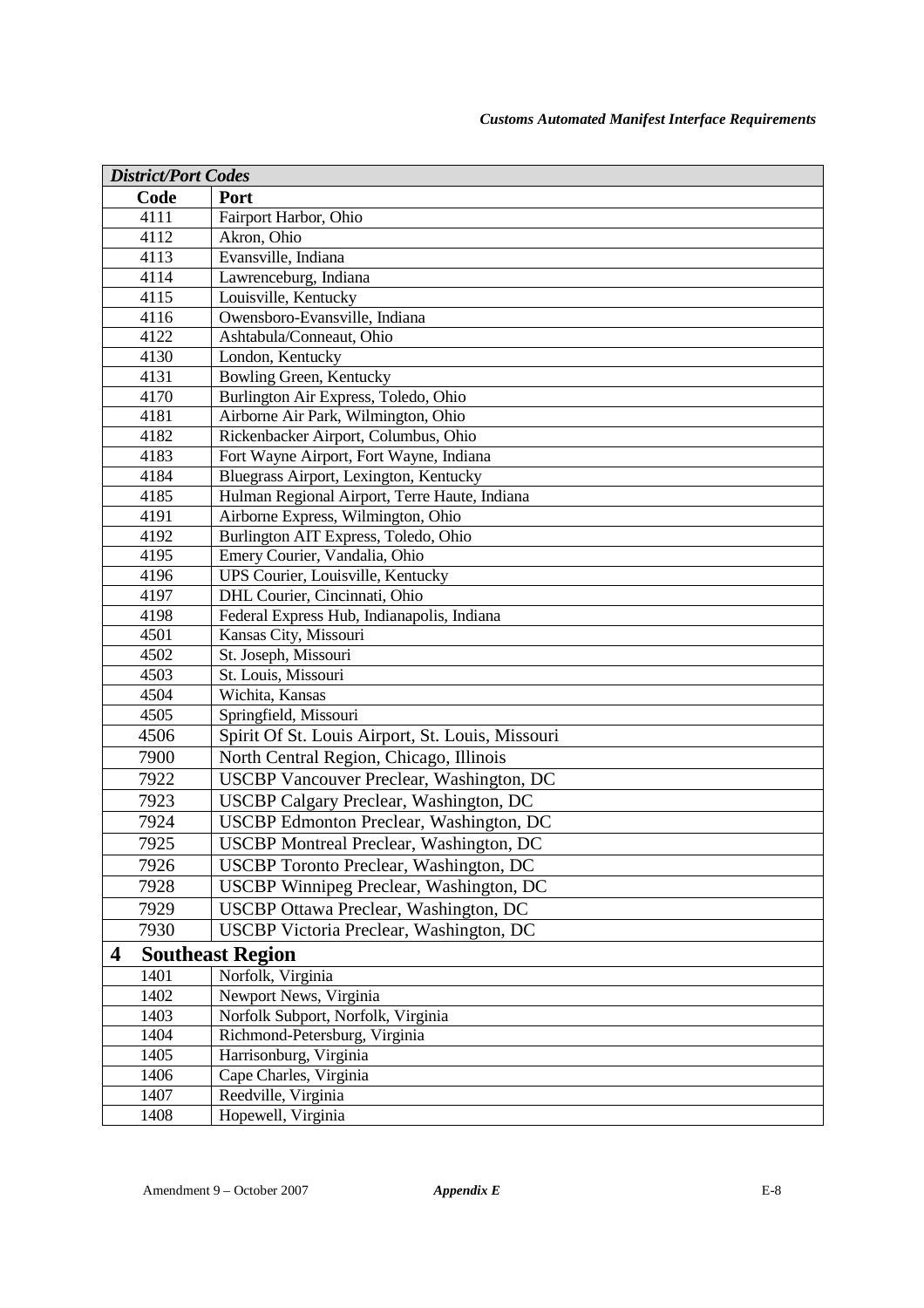| *District/Port Codes* | |
|---|---|
| **Code** | **Port** |
| 4111 | Fairport Harbor, Ohio |
| 4112 | Akron, Ohio |
| 4113 | Evansville, Indiana |
| 4114 | Lawrenceburg, Indiana |
| 4115 | Louisville, Kentucky |
| 4116 | Owensboro-Evansville, Indiana |
| 4122 | Ashtabula/Conneaut, Ohio |
| 4130 | London, Kentucky |
| 4131 | Bowling Green, Kentucky |
| 4170 | Burlington Air Express, Toledo, Ohio |
| 4181 | Airborne Air Park, Wilmington, Ohio |
| 4182 | Rickenbacker Airport, Columbus, Ohio |
| 4183 | Fort Wayne Airport, Fort Wayne, Indiana |
| 4184 | Bluegrass Airport, Lexington, Kentucky |
| 4185 | Hulman Regional Airport, Terre Haute, Indiana |
| 4191 | Airborne Express, Wilmington, Ohio |
| 4192 | Burlington AIT Express, Toledo, Ohio |
| 4195 | Emery Courier, Vandalia, Ohio |
| 4196 | UPS Courier, Louisville, Kentucky |
| 4197 | DHL Courier, Cincinnati, Ohio |
| 4198 | Federal Express Hub, Indianapolis, Indiana |
| 4501 | Kansas City, Missouri |
| 4502 | St. Joseph, Missouri |
| 4503 | St. Louis, Missouri |
| 4504 | Wichita, Kansas |
| 4505 | Springfield, Missouri |
| 4506 | Spirit Of St. Louis Airport, St. Louis, Missouri |
| 7900 | North Central Region, Chicago, Illinois |
| 7922 | USCBP Vancouver Preclear, Washington, DC |
| 7923 | USCBP Calgary Preclear, Washington, DC |
| 7924 | USCBP Edmonton Preclear, Washington, DC |
| 7925 | USCBP Montreal Preclear, Washington, DC |
| 7926 | USCBP Toronto Preclear, Washington, DC |
| 7928 | USCBP Winnipeg Preclear, Washington, DC |
| 7929 | USCBP Ottawa Preclear, Washington, DC |
| 7930 | USCBP Victoria Preclear, Washington, DC |
| **4 Southeast Region** | |
| 1401 | Norfolk, Virginia |
| 1402 | Newport News, Virginia |
| 1403 | Norfolk Subport, Norfolk, Virginia |
| 1404 | Richmond-Petersburg, Virginia |
| 1405 | Harrisonburg, Virginia |
| 1406 | Cape Charles, Virginia |
| 1407 | Reedville, Virginia |
| 1408 | Hopewell, Virginia |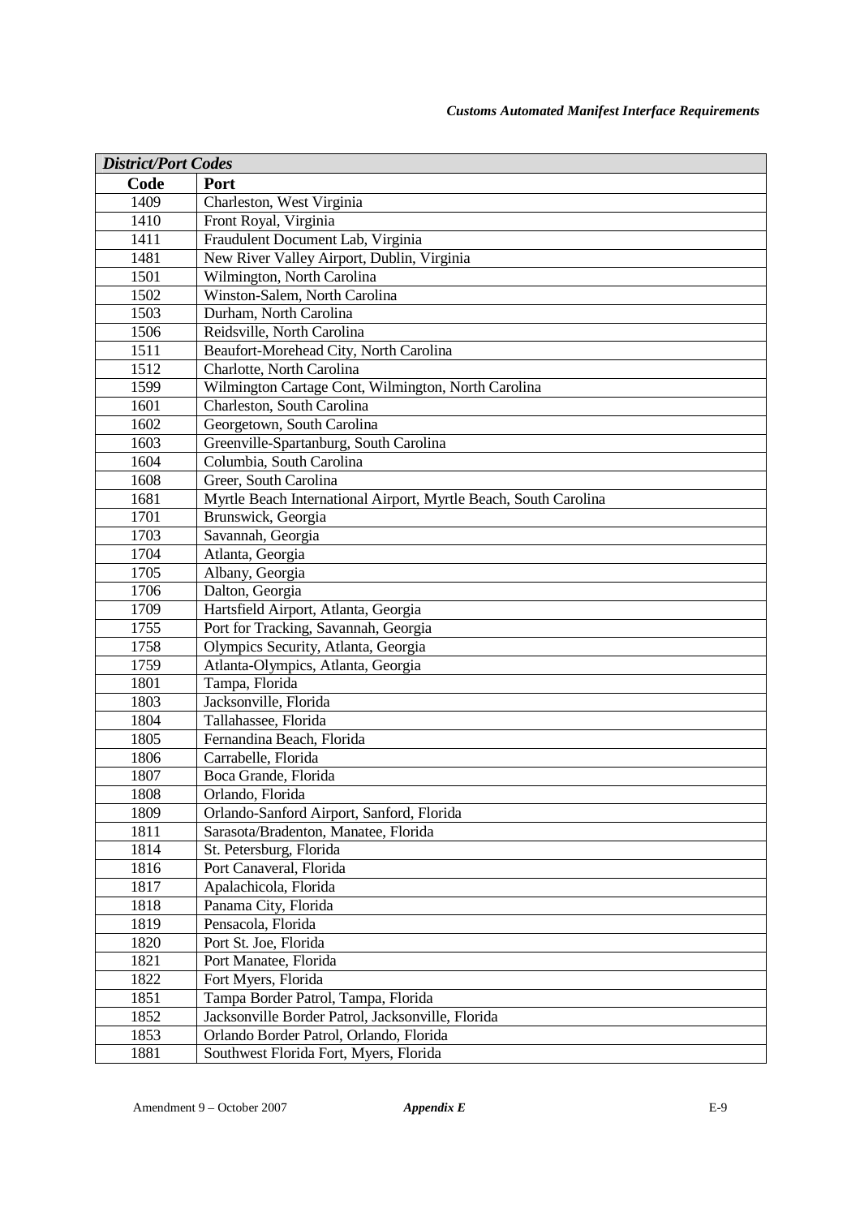| *District/Port Codes* | |
|---|---|
| **Code** | **Port** |
| 1409 | Charleston, West Virginia |
| 1410 | Front Royal, Virginia |
| 1411 | Fraudulent Document Lab, Virginia |
| 1481 | New River Valley Airport, Dublin, Virginia |
| 1501 | Wilmington, North Carolina |
| 1502 | Winston-Salem, North Carolina |
| 1503 | Durham, North Carolina |
| 1506 | Reidsville, North Carolina |
| 1511 | Beaufort-Morehead City, North Carolina |
| 1512 | Charlotte, North Carolina |
| 1599 | Wilmington Cartage Cont, Wilmington, North Carolina |
| 1601 | Charleston, South Carolina |
| 1602 | Georgetown, South Carolina |
| 1603 | Greenville-Spartanburg, South Carolina |
| 1604 | Columbia, South Carolina |
| 1608 | Greer, South Carolina |
| 1681 | Myrtle Beach International Airport, Myrtle Beach, South Carolina |
| 1701 | Brunswick, Georgia |
| 1703 | Savannah, Georgia |
| 1704 | Atlanta, Georgia |
| 1705 | Albany, Georgia |
| 1706 | Dalton, Georgia |
| 1709 | Hartsfield Airport, Atlanta, Georgia |
| 1755 | Port for Tracking, Savannah, Georgia |
| 1758 | Olympics Security, Atlanta, Georgia |
| 1759 | Atlanta-Olympics, Atlanta, Georgia |
| 1801 | Tampa, Florida |
| 1803 | Jacksonville, Florida |
| 1804 | Tallahassee, Florida |
| 1805 | Fernandina Beach, Florida |
| 1806 | Carrabelle, Florida |
| 1807 | Boca Grande, Florida |
| 1808 | Orlando, Florida |
| 1809 | Orlando-Sanford Airport, Sanford, Florida |
| 1811 | Sarasota/Bradenton, Manatee, Florida |
| 1814 | St. Petersburg, Florida |
| 1816 | Port Canaveral, Florida |
| 1817 | Apalachicola, Florida |
| 1818 | Panama City, Florida |
| 1819 | Pensacola, Florida |
| 1820 | Port St. Joe, Florida |
| 1821 | Port Manatee, Florida |
| 1822 | Fort Myers, Florida |
| 1851 | Tampa Border Patrol, Tampa, Florida |
| 1852 | Jacksonville Border Patrol, Jacksonville, Florida |
| 1853 | Orlando Border Patrol, Orlando, Florida |
| 1881 | Southwest Florida Fort, Myers, Florida |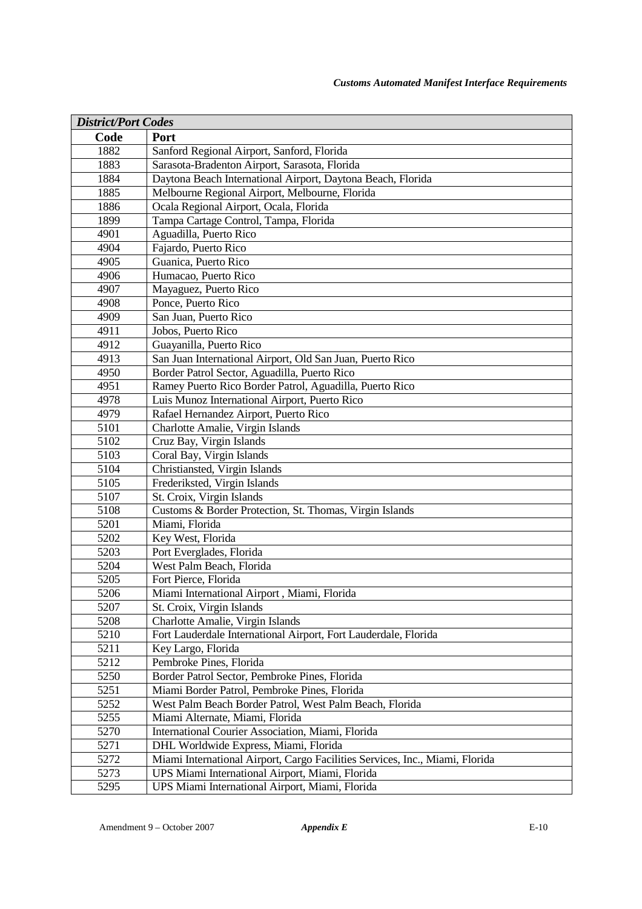| *District/Port Codes* | |
|---|---|
| **Code** | **Port** |
| 1882 | Sanford Regional Airport, Sanford, Florida |
| 1883 | Sarasota-Bradenton Airport, Sarasota, Florida |
| 1884 | Daytona Beach International Airport, Daytona Beach, Florida |
| 1885 | Melbourne Regional Airport, Melbourne, Florida |
| 1886 | Ocala Regional Airport, Ocala, Florida |
| 1899 | Tampa Cartage Control, Tampa, Florida |
| 4901 | Aguadilla, Puerto Rico |
| 4904 | Fajardo, Puerto Rico |
| 4905 | Guanica, Puerto Rico |
| 4906 | Humacao, Puerto Rico |
| 4907 | Mayaguez, Puerto Rico |
| 4908 | Ponce, Puerto Rico |
| 4909 | San Juan, Puerto Rico |
| 4911 | Jobos, Puerto Rico |
| 4912 | Guayanilla, Puerto Rico |
| 4913 | San Juan International Airport, Old San Juan, Puerto Rico |
| 4950 | Border Patrol Sector, Aguadilla, Puerto Rico |
| 4951 | Ramey Puerto Rico Border Patrol, Aguadilla, Puerto Rico |
| 4978 | Luis Munoz International Airport, Puerto Rico |
| 4979 | Rafael Hernandez Airport, Puerto Rico |
| 5101 | Charlotte Amalie, Virgin Islands |
| 5102 | Cruz Bay, Virgin Islands |
| 5103 | Coral Bay, Virgin Islands |
| 5104 | Christiansted, Virgin Islands |
| 5105 | Frederiksted, Virgin Islands |
| 5107 | St. Croix, Virgin Islands |
| 5108 | Customs & Border Protection, St. Thomas, Virgin Islands |
| 5201 | Miami, Florida |
| 5202 | Key West, Florida |
| 5203 | Port Everglades, Florida |
| 5204 | West Palm Beach, Florida |
| 5205 | Fort Pierce, Florida |
| 5206 | Miami International Airport , Miami, Florida |
| 5207 | St. Croix, Virgin Islands |
| 5208 | Charlotte Amalie, Virgin Islands |
| 5210 | Fort Lauderdale International Airport, Fort Lauderdale, Florida |
| 5211 | Key Largo, Florida |
| 5212 | Pembroke Pines, Florida |
| 5250 | Border Patrol Sector, Pembroke Pines, Florida |
| 5251 | Miami Border Patrol, Pembroke Pines, Florida |
| 5252 | West Palm Beach Border Patrol, West Palm Beach, Florida |
| 5255 | Miami Alternate, Miami, Florida |
| 5270 | International Courier Association, Miami, Florida |
| 5271 | DHL Worldwide Express, Miami, Florida |
| 5272 | Miami International Airport, Cargo Facilities Services, Inc., Miami, Florida |
| 5273 | UPS Miami International Airport, Miami, Florida |
| 5295 | UPS Miami International Airport, Miami, Florida |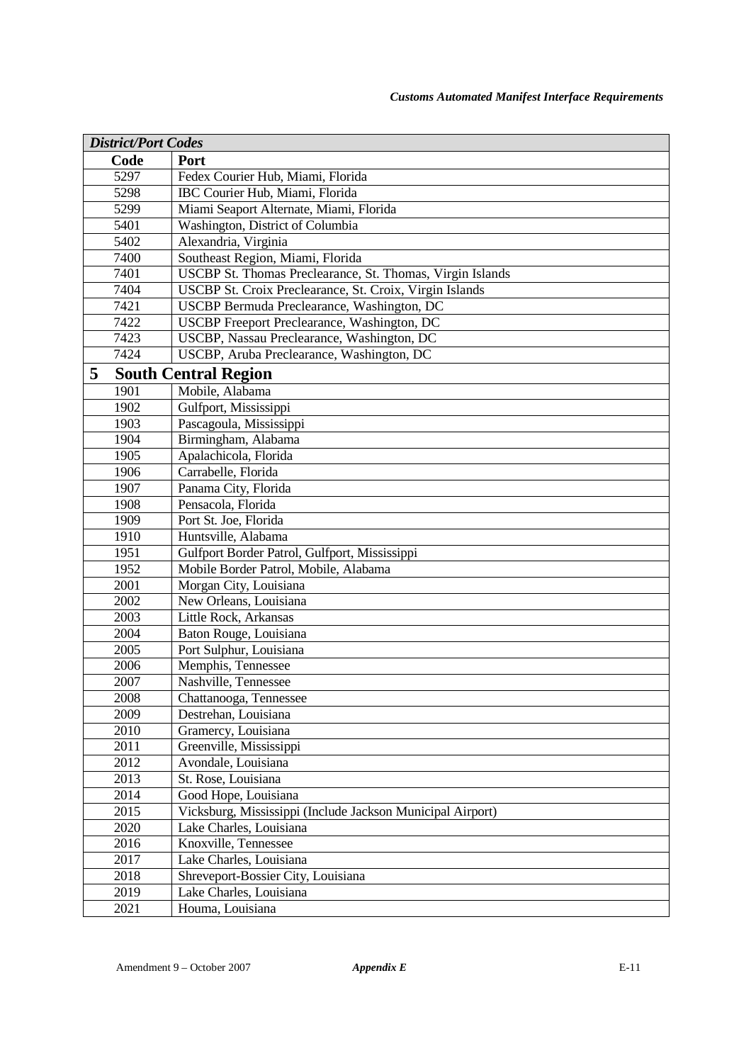| *District/Port Codes* | |
|---|---|
| **Code** | **Port** |
| 5297 | Fedex Courier Hub, Miami, Florida |
| 5298 | IBC Courier Hub, Miami, Florida |
| 5299 | Miami Seaport Alternate, Miami, Florida |
| 5401 | Washington, District of Columbia |
| 5402 | Alexandria, Virginia |
| 7400 | Southeast Region, Miami, Florida |
| 7401 | USCBP St. Thomas Preclearance, St. Thomas, Virgin Islands |
| 7404 | USCBP St. Croix Preclearance, St. Croix, Virgin Islands |
| 7421 | USCBP Bermuda Preclearance, Washington, DC |
| 7422 | USCBP Freeport Preclearance, Washington, DC |
| 7423 | USCBP, Nassau Preclearance, Washington, DC |
| 7424 | USCBP, Aruba Preclearance, Washington, DC |
| **5** | **South Central Region** |
| 1901 | Mobile, Alabama |
| 1902 | Gulfport, Mississippi |
| 1903 | Pascagoula, Mississippi |
| 1904 | Birmingham, Alabama |
| 1905 | Apalachicola, Florida |
| 1906 | Carrabelle, Florida |
| 1907 | Panama City, Florida |
| 1908 | Pensacola, Florida |
| 1909 | Port St. Joe, Florida |
| 1910 | Huntsville, Alabama |
| 1951 | Gulfport Border Patrol, Gulfport, Mississippi |
| 1952 | Mobile Border Patrol, Mobile, Alabama |
| 2001 | Morgan City, Louisiana |
| 2002 | New Orleans, Louisiana |
| 2003 | Little Rock, Arkansas |
| 2004 | Baton Rouge, Louisiana |
| 2005 | Port Sulphur, Louisiana |
| 2006 | Memphis, Tennessee |
| 2007 | Nashville, Tennessee |
| 2008 | Chattanooga, Tennessee |
| 2009 | Destrehan, Louisiana |
| 2010 | Gramercy, Louisiana |
| 2011 | Greenville, Mississippi |
| 2012 | Avondale, Louisiana |
| 2013 | St. Rose, Louisiana |
| 2014 | Good Hope, Louisiana |
| 2015 | Vicksburg, Mississippi (Include Jackson Municipal Airport) |
| 2020 | Lake Charles, Louisiana |
| 2016 | Knoxville, Tennessee |
| 2017 | Lake Charles, Louisiana |
| 2018 | Shreveport-Bossier City, Louisiana |
| 2019 | Lake Charles, Louisiana |
| 2021 | Houma, Louisiana |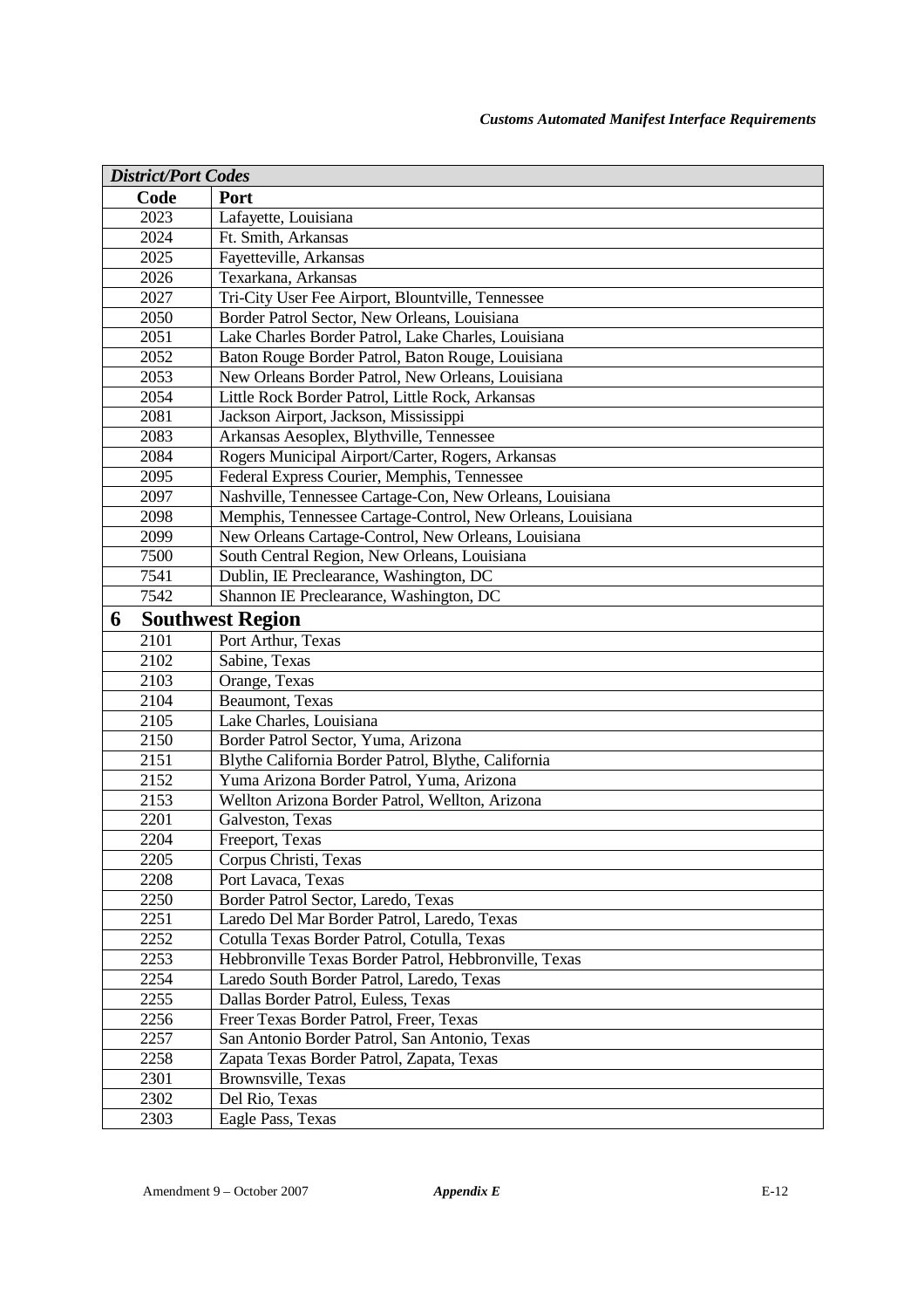| *District/Port Codes* | |
|---|---|
| **Code** | **Port** |
| 2023 | Lafayette, Louisiana |
| 2024 | Ft. Smith, Arkansas |
| 2025 | Fayetteville, Arkansas |
| 2026 | Texarkana, Arkansas |
| 2027 | Tri-City User Fee Airport, Blountville, Tennessee |
| 2050 | Border Patrol Sector, New Orleans, Louisiana |
| 2051 | Lake Charles Border Patrol, Lake Charles, Louisiana |
| 2052 | Baton Rouge Border Patrol, Baton Rouge, Louisiana |
| 2053 | New Orleans Border Patrol, New Orleans, Louisiana |
| 2054 | Little Rock Border Patrol, Little Rock, Arkansas |
| 2081 | Jackson Airport, Jackson, Mississippi |
| 2083 | Arkansas Aesoplex, Blythville, Tennessee |
| 2084 | Rogers Municipal Airport/Carter, Rogers, Arkansas |
| 2095 | Federal Express Courier, Memphis, Tennessee |
| 2097 | Nashville, Tennessee Cartage-Con, New Orleans, Louisiana |
| 2098 | Memphis, Tennessee Cartage-Control, New Orleans, Louisiana |
| 2099 | New Orleans Cartage-Control, New Orleans, Louisiana |
| 7500 | South Central Region, New Orleans, Louisiana |
| 7541 | Dublin, IE Preclearance, Washington, DC |
| 7542 | Shannon IE Preclearance, Washington, DC |
| **6 Southwest Region** | |
| 2101 | Port Arthur, Texas |
| 2102 | Sabine, Texas |
| 2103 | Orange, Texas |
| 2104 | Beaumont, Texas |
| 2105 | Lake Charles, Louisiana |
| 2150 | Border Patrol Sector, Yuma, Arizona |
| 2151 | Blythe California Border Patrol, Blythe, California |
| 2152 | Yuma Arizona Border Patrol, Yuma, Arizona |
| 2153 | Wellton Arizona Border Patrol, Wellton, Arizona |
| 2201 | Galveston, Texas |
| 2204 | Freeport, Texas |
| 2205 | Corpus Christi, Texas |
| 2208 | Port Lavaca, Texas |
| 2250 | Border Patrol Sector, Laredo, Texas |
| 2251 | Laredo Del Mar Border Patrol, Laredo, Texas |
| 2252 | Cotulla Texas Border Patrol, Cotulla, Texas |
| 2253 | Hebbronville Texas Border Patrol, Hebbronville, Texas |
| 2254 | Laredo South Border Patrol, Laredo, Texas |
| 2255 | Dallas Border Patrol, Euless, Texas |
| 2256 | Freer Texas Border Patrol, Freer, Texas |
| 2257 | San Antonio Border Patrol, San Antonio, Texas |
| 2258 | Zapata Texas Border Patrol, Zapata, Texas |
| 2301 | Brownsville, Texas |
| 2302 | Del Rio, Texas |
| 2303 | Eagle Pass, Texas |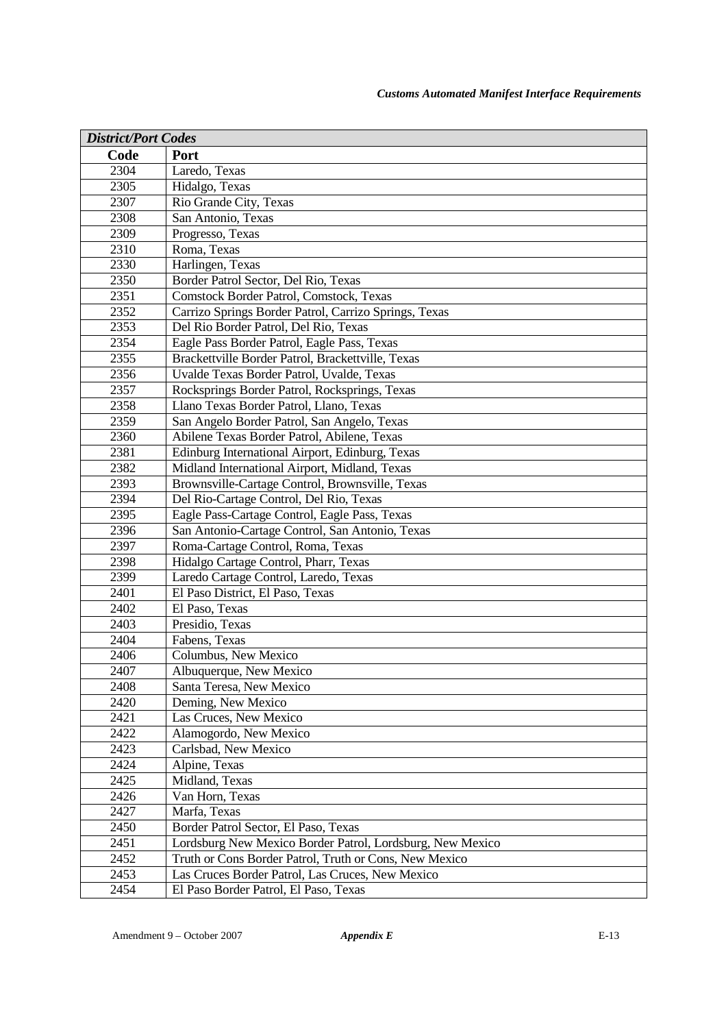| *District/Port Codes* | |
|---|---|
| **Code** | **Port** |
| 2304 | Laredo, Texas |
| 2305 | Hidalgo, Texas |
| 2307 | Rio Grande City, Texas |
| 2308 | San Antonio, Texas |
| 2309 | Progresso, Texas |
| 2310 | Roma, Texas |
| 2330 | Harlingen, Texas |
| 2350 | Border Patrol Sector, Del Rio, Texas |
| 2351 | Comstock Border Patrol, Comstock, Texas |
| 2352 | Carrizo Springs Border Patrol, Carrizo Springs, Texas |
| 2353 | Del Rio Border Patrol, Del Rio, Texas |
| 2354 | Eagle Pass Border Patrol, Eagle Pass, Texas |
| 2355 | Brackettville Border Patrol, Brackettville, Texas |
| 2356 | Uvalde Texas Border Patrol, Uvalde, Texas |
| 2357 | Rocksprings Border Patrol, Rocksprings, Texas |
| 2358 | Llano Texas Border Patrol, Llano, Texas |
| 2359 | San Angelo Border Patrol, San Angelo, Texas |
| 2360 | Abilene Texas Border Patrol, Abilene, Texas |
| 2381 | Edinburg International Airport, Edinburg, Texas |
| 2382 | Midland International Airport, Midland, Texas |
| 2393 | Brownsville-Cartage Control, Brownsville, Texas |
| 2394 | Del Rio-Cartage Control, Del Rio, Texas |
| 2395 | Eagle Pass-Cartage Control, Eagle Pass, Texas |
| 2396 | San Antonio-Cartage Control, San Antonio, Texas |
| 2397 | Roma-Cartage Control, Roma, Texas |
| 2398 | Hidalgo Cartage Control, Pharr, Texas |
| 2399 | Laredo Cartage Control, Laredo, Texas |
| 2401 | El Paso District, El Paso, Texas |
| 2402 | El Paso, Texas |
| 2403 | Presidio, Texas |
| 2404 | Fabens, Texas |
| 2406 | Columbus, New Mexico |
| 2407 | Albuquerque, New Mexico |
| 2408 | Santa Teresa, New Mexico |
| 2420 | Deming, New Mexico |
| 2421 | Las Cruces, New Mexico |
| 2422 | Alamogordo, New Mexico |
| 2423 | Carlsbad, New Mexico |
| 2424 | Alpine, Texas |
| 2425 | Midland, Texas |
| 2426 | Van Horn, Texas |
| 2427 | Marfa, Texas |
| 2450 | Border Patrol Sector, El Paso, Texas |
| 2451 | Lordsburg New Mexico Border Patrol, Lordsburg, New Mexico |
| 2452 | Truth or Cons Border Patrol, Truth or Cons, New Mexico |
| 2453 | Las Cruces Border Patrol, Las Cruces, New Mexico |
| 2454 | El Paso Border Patrol, El Paso, Texas |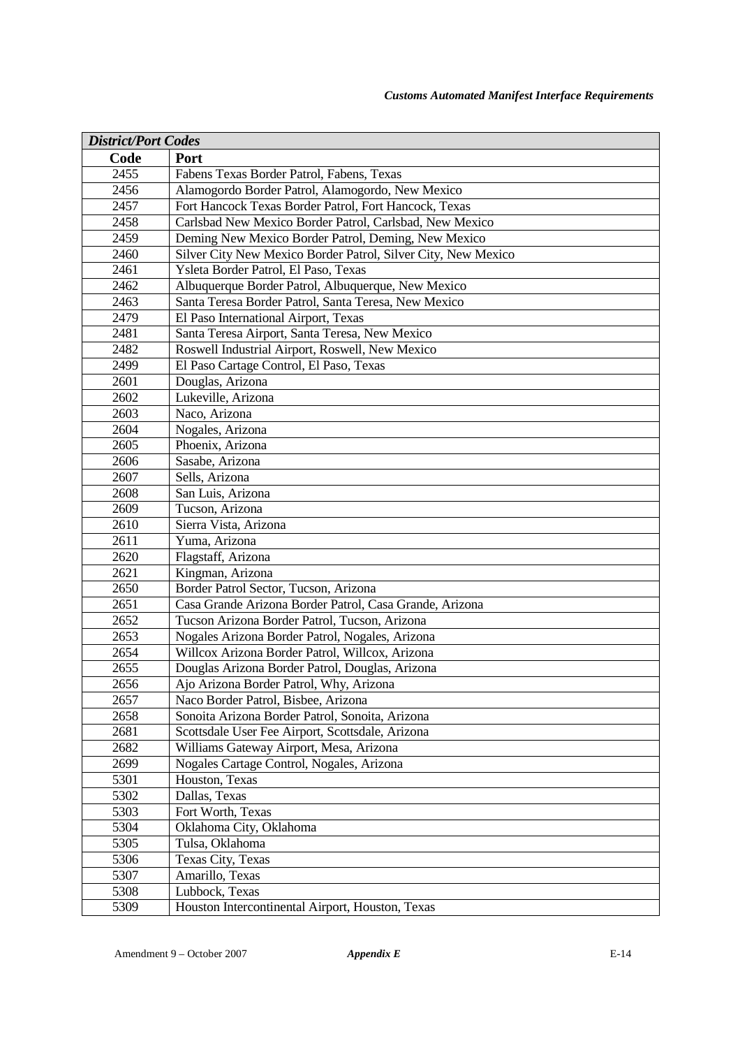| *District/Port Codes* | |
|---|---|
| **Code** | **Port** |
| 2455 | Fabens Texas Border Patrol, Fabens, Texas |
| 2456 | Alamogordo Border Patrol, Alamogordo, New Mexico |
| 2457 | Fort Hancock Texas Border Patrol, Fort Hancock, Texas |
| 2458 | Carlsbad New Mexico Border Patrol, Carlsbad, New Mexico |
| 2459 | Deming New Mexico Border Patrol, Deming, New Mexico |
| 2460 | Silver City New Mexico Border Patrol, Silver City, New Mexico |
| 2461 | Ysleta Border Patrol, El Paso, Texas |
| 2462 | Albuquerque Border Patrol, Albuquerque, New Mexico |
| 2463 | Santa Teresa Border Patrol, Santa Teresa, New Mexico |
| 2479 | El Paso International Airport, Texas |
| 2481 | Santa Teresa Airport, Santa Teresa, New Mexico |
| 2482 | Roswell Industrial Airport, Roswell, New Mexico |
| 2499 | El Paso Cartage Control, El Paso, Texas |
| 2601 | Douglas, Arizona |
| 2602 | Lukeville, Arizona |
| 2603 | Naco, Arizona |
| 2604 | Nogales, Arizona |
| 2605 | Phoenix, Arizona |
| 2606 | Sasabe, Arizona |
| 2607 | Sells, Arizona |
| 2608 | San Luis, Arizona |
| 2609 | Tucson, Arizona |
| 2610 | Sierra Vista, Arizona |
| 2611 | Yuma, Arizona |
| 2620 | Flagstaff, Arizona |
| 2621 | Kingman, Arizona |
| 2650 | Border Patrol Sector, Tucson, Arizona |
| 2651 | Casa Grande Arizona Border Patrol, Casa Grande, Arizona |
| 2652 | Tucson Arizona Border Patrol, Tucson, Arizona |
| 2653 | Nogales Arizona Border Patrol, Nogales, Arizona |
| 2654 | Willcox Arizona Border Patrol, Willcox, Arizona |
| 2655 | Douglas Arizona Border Patrol, Douglas, Arizona |
| 2656 | Ajo Arizona Border Patrol, Why, Arizona |
| 2657 | Naco Border Patrol, Bisbee, Arizona |
| 2658 | Sonoita Arizona Border Patrol, Sonoita, Arizona |
| 2681 | Scottsdale User Fee Airport, Scottsdale, Arizona |
| 2682 | Williams Gateway Airport, Mesa, Arizona |
| 2699 | Nogales Cartage Control, Nogales, Arizona |
| 5301 | Houston, Texas |
| 5302 | Dallas, Texas |
| 5303 | Fort Worth, Texas |
| 5304 | Oklahoma City, Oklahoma |
| 5305 | Tulsa, Oklahoma |
| 5306 | Texas City, Texas |
| 5307 | Amarillo, Texas |
| 5308 | Lubbock, Texas |
| 5309 | Houston Intercontinental Airport, Houston, Texas |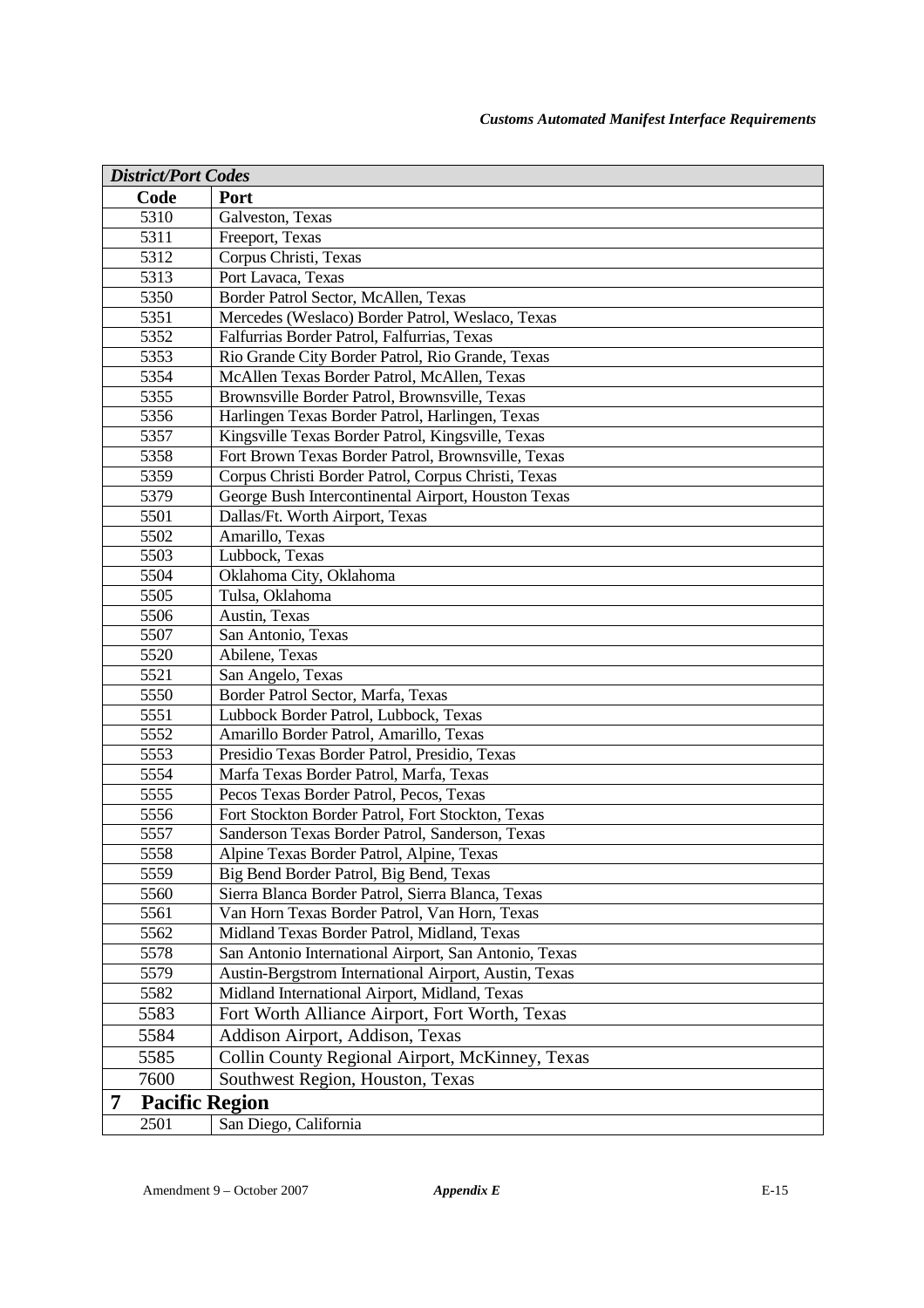| *District/Port Codes* | |
|---|---|
| **Code** | **Port** |
| 5310 | Galveston, Texas |
| 5311 | Freeport, Texas |
| 5312 | Corpus Christi, Texas |
| 5313 | Port Lavaca, Texas |
| 5350 | Border Patrol Sector, McAllen, Texas |
| 5351 | Mercedes (Weslaco) Border Patrol, Weslaco, Texas |
| 5352 | Falfurrias Border Patrol, Falfurrias, Texas |
| 5353 | Rio Grande City Border Patrol, Rio Grande, Texas |
| 5354 | McAllen Texas Border Patrol, McAllen, Texas |
| 5355 | Brownsville Border Patrol, Brownsville, Texas |
| 5356 | Harlingen Texas Border Patrol, Harlingen, Texas |
| 5357 | Kingsville Texas Border Patrol, Kingsville, Texas |
| 5358 | Fort Brown Texas Border Patrol, Brownsville, Texas |
| 5359 | Corpus Christi Border Patrol, Corpus Christi, Texas |
| 5379 | George Bush Intercontinental Airport, Houston Texas |
| 5501 | Dallas/Ft. Worth Airport, Texas |
| 5502 | Amarillo, Texas |
| 5503 | Lubbock, Texas |
| 5504 | Oklahoma City, Oklahoma |
| 5505 | Tulsa, Oklahoma |
| 5506 | Austin, Texas |
| 5507 | San Antonio, Texas |
| 5520 | Abilene, Texas |
| 5521 | San Angelo, Texas |
| 5550 | Border Patrol Sector, Marfa, Texas |
| 5551 | Lubbock Border Patrol, Lubbock, Texas |
| 5552 | Amarillo Border Patrol, Amarillo, Texas |
| 5553 | Presidio Texas Border Patrol, Presidio, Texas |
| 5554 | Marfa Texas Border Patrol, Marfa, Texas |
| 5555 | Pecos Texas Border Patrol, Pecos, Texas |
| 5556 | Fort Stockton Border Patrol, Fort Stockton, Texas |
| 5557 | Sanderson Texas Border Patrol, Sanderson, Texas |
| 5558 | Alpine Texas Border Patrol, Alpine, Texas |
| 5559 | Big Bend Border Patrol, Big Bend, Texas |
| 5560 | Sierra Blanca Border Patrol, Sierra Blanca, Texas |
| 5561 | Van Horn Texas Border Patrol, Van Horn, Texas |
| 5562 | Midland Texas Border Patrol, Midland, Texas |
| 5578 | San Antonio International Airport, San Antonio, Texas |
| 5579 | Austin-Bergstrom International Airport, Austin, Texas |
| 5582 | Midland International Airport, Midland, Texas |
| 5583 | Fort Worth Alliance Airport, Fort Worth, Texas |
| 5584 | Addison Airport, Addison, Texas |
| 5585 | Collin County Regional Airport, McKinney, Texas |
| 7600 | Southwest Region, Houston, Texas |
| **7 Pacific Region** | |
| 2501 | San Diego, California |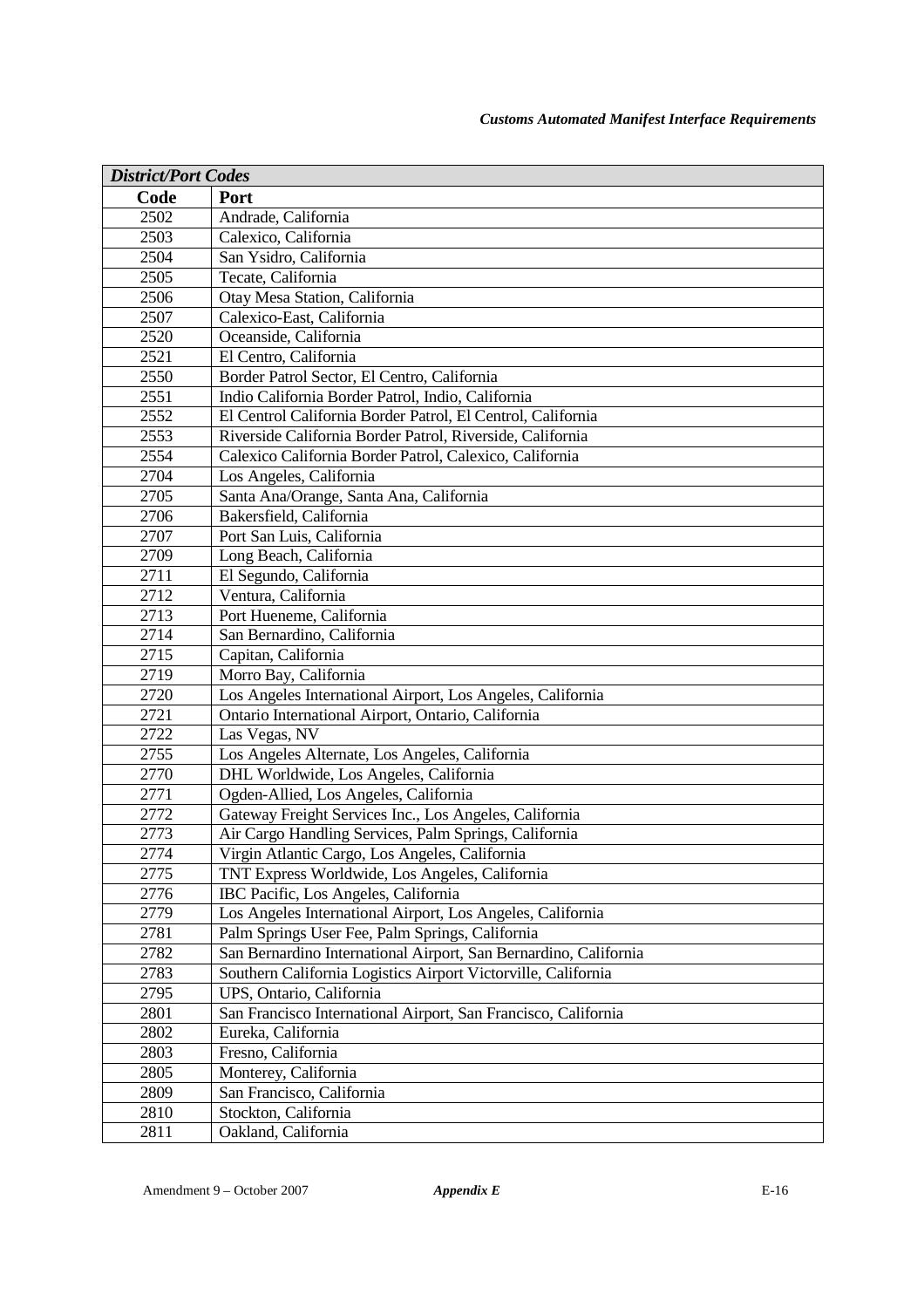| *District/Port Codes* | |
|---|---|
| **Code** | **Port** |
| 2502 | Andrade, California |
| 2503 | Calexico, California |
| 2504 | San Ysidro, California |
| 2505 | Tecate, California |
| 2506 | Otay Mesa Station, California |
| 2507 | Calexico-East, California |
| 2520 | Oceanside, California |
| 2521 | El Centro, California |
| 2550 | Border Patrol Sector, El Centro, California |
| 2551 | Indio California Border Patrol, Indio, California |
| 2552 | El Centrol California Border Patrol, El Centrol, California |
| 2553 | Riverside California Border Patrol, Riverside, California |
| 2554 | Calexico California Border Patrol, Calexico, California |
| 2704 | Los Angeles, California |
| 2705 | Santa Ana/Orange, Santa Ana, California |
| 2706 | Bakersfield, California |
| 2707 | Port San Luis, California |
| 2709 | Long Beach, California |
| 2711 | El Segundo, California |
| 2712 | Ventura, California |
| 2713 | Port Hueneme, California |
| 2714 | San Bernardino, California |
| 2715 | Capitan, California |
| 2719 | Morro Bay, California |
| 2720 | Los Angeles International Airport, Los Angeles, California |
| 2721 | Ontario International Airport, Ontario, California |
| 2722 | Las Vegas, NV |
| 2755 | Los Angeles Alternate, Los Angeles, California |
| 2770 | DHL Worldwide, Los Angeles, California |
| 2771 | Ogden-Allied, Los Angeles, California |
| 2772 | Gateway Freight Services Inc., Los Angeles, California |
| 2773 | Air Cargo Handling Services, Palm Springs, California |
| 2774 | Virgin Atlantic Cargo, Los Angeles, California |
| 2775 | TNT Express Worldwide, Los Angeles, California |
| 2776 | IBC Pacific, Los Angeles, California |
| 2779 | Los Angeles International Airport, Los Angeles, California |
| 2781 | Palm Springs User Fee, Palm Springs, California |
| 2782 | San Bernardino International Airport, San Bernardino, California |
| 2783 | Southern California Logistics Airport Victorville, California |
| 2795 | UPS, Ontario, California |
| 2801 | San Francisco International Airport, San Francisco, California |
| 2802 | Eureka, California |
| 2803 | Fresno, California |
| 2805 | Monterey, California |
| 2809 | San Francisco, California |
| 2810 | Stockton, California |
| 2811 | Oakland, California |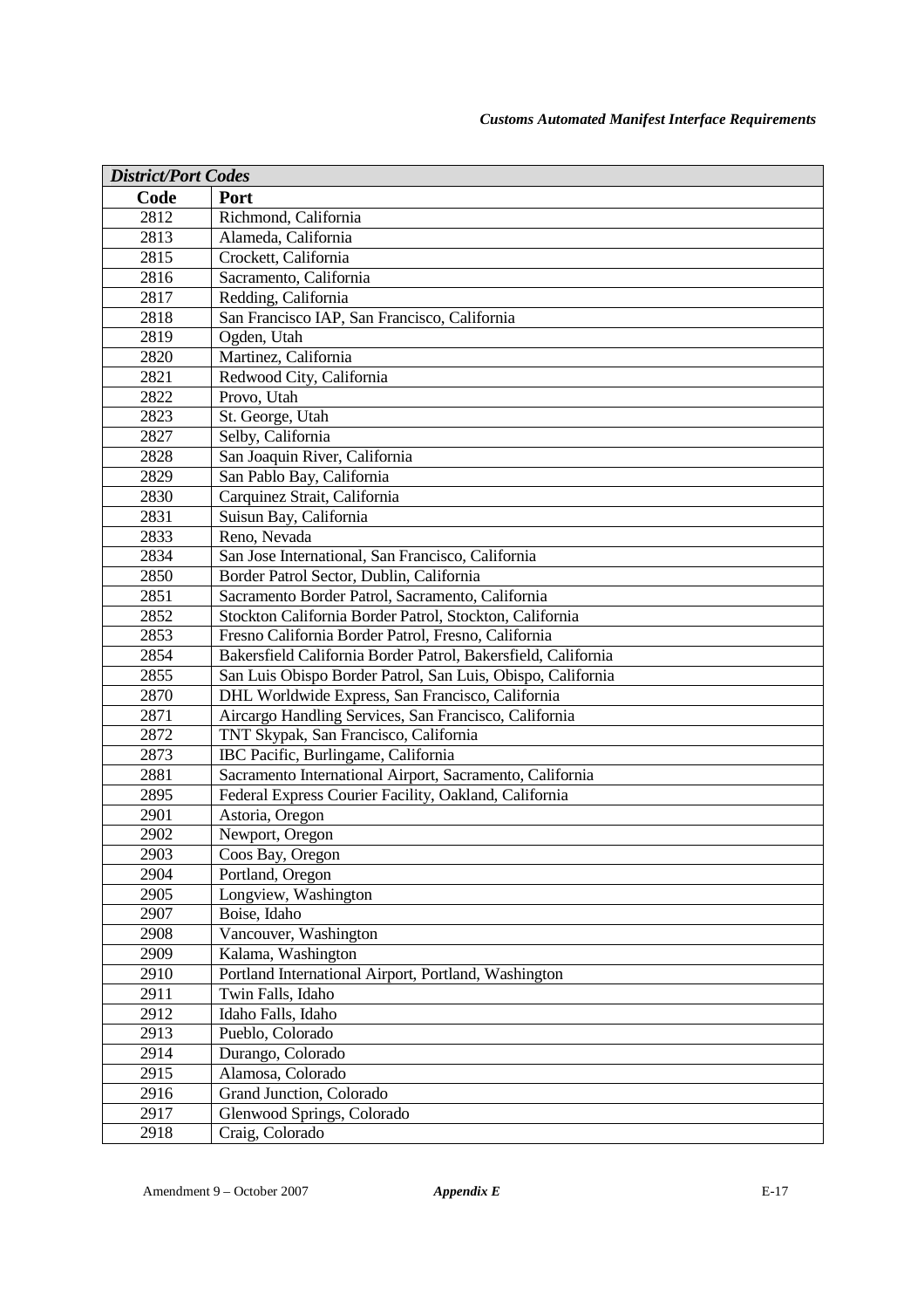| *District/Port Codes* | |
|---|---|
| **Code** | **Port** |
| 2812 | Richmond, California |
| 2813 | Alameda, California |
| 2815 | Crockett, California |
| 2816 | Sacramento, California |
| 2817 | Redding, California |
| 2818 | San Francisco IAP, San Francisco, California |
| 2819 | Ogden, Utah |
| 2820 | Martinez, California |
| 2821 | Redwood City, California |
| 2822 | Provo, Utah |
| 2823 | St. George, Utah |
| 2827 | Selby, California |
| 2828 | San Joaquin River, California |
| 2829 | San Pablo Bay, California |
| 2830 | Carquinez Strait, California |
| 2831 | Suisun Bay, California |
| 2833 | Reno, Nevada |
| 2834 | San Jose International, San Francisco, California |
| 2850 | Border Patrol Sector, Dublin, California |
| 2851 | Sacramento Border Patrol, Sacramento, California |
| 2852 | Stockton California Border Patrol, Stockton, California |
| 2853 | Fresno California Border Patrol, Fresno, California |
| 2854 | Bakersfield California Border Patrol, Bakersfield, California |
| 2855 | San Luis Obispo Border Patrol, San Luis, Obispo, California |
| 2870 | DHL Worldwide Express, San Francisco, California |
| 2871 | Aircargo Handling Services, San Francisco, California |
| 2872 | TNT Skypak, San Francisco, California |
| 2873 | IBC Pacific, Burlingame, California |
| 2881 | Sacramento International Airport, Sacramento, California |
| 2895 | Federal Express Courier Facility, Oakland, California |
| 2901 | Astoria, Oregon |
| 2902 | Newport, Oregon |
| 2903 | Coos Bay, Oregon |
| 2904 | Portland, Oregon |
| 2905 | Longview, Washington |
| 2907 | Boise, Idaho |
| 2908 | Vancouver, Washington |
| 2909 | Kalama, Washington |
| 2910 | Portland International Airport, Portland, Washington |
| 2911 | Twin Falls, Idaho |
| 2912 | Idaho Falls, Idaho |
| 2913 | Pueblo, Colorado |
| 2914 | Durango, Colorado |
| 2915 | Alamosa, Colorado |
| 2916 | Grand Junction, Colorado |
| 2917 | Glenwood Springs, Colorado |
| 2918 | Craig, Colorado |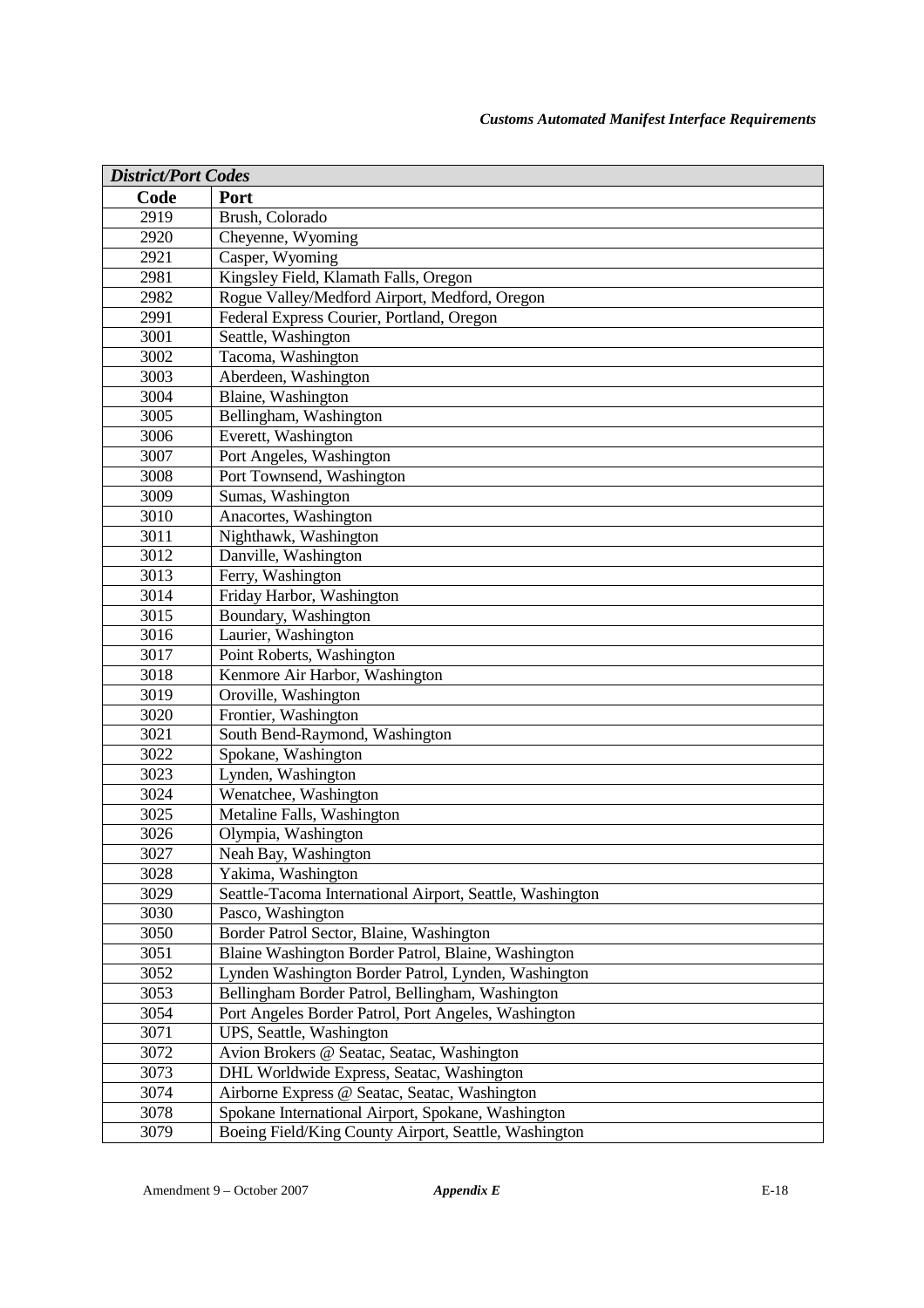| *District/Port Codes* | |
|---|---|
| **Code** | **Port** |
| 2919 | Brush, Colorado |
| 2920 | Cheyenne, Wyoming |
| 2921 | Casper, Wyoming |
| 2981 | Kingsley Field, Klamath Falls, Oregon |
| 2982 | Rogue Valley/Medford Airport, Medford, Oregon |
| 2991 | Federal Express Courier, Portland, Oregon |
| 3001 | Seattle, Washington |
| 3002 | Tacoma, Washington |
| 3003 | Aberdeen, Washington |
| 3004 | Blaine, Washington |
| 3005 | Bellingham, Washington |
| 3006 | Everett, Washington |
| 3007 | Port Angeles, Washington |
| 3008 | Port Townsend, Washington |
| 3009 | Sumas, Washington |
| 3010 | Anacortes, Washington |
| 3011 | Nighthawk, Washington |
| 3012 | Danville, Washington |
| 3013 | Ferry, Washington |
| 3014 | Friday Harbor, Washington |
| 3015 | Boundary, Washington |
| 3016 | Laurier, Washington |
| 3017 | Point Roberts, Washington |
| 3018 | Kenmore Air Harbor, Washington |
| 3019 | Oroville, Washington |
| 3020 | Frontier, Washington |
| 3021 | South Bend-Raymond, Washington |
| 3022 | Spokane, Washington |
| 3023 | Lynden, Washington |
| 3024 | Wenatchee, Washington |
| 3025 | Metaline Falls, Washington |
| 3026 | Olympia, Washington |
| 3027 | Neah Bay, Washington |
| 3028 | Yakima, Washington |
| 3029 | Seattle-Tacoma International Airport, Seattle, Washington |
| 3030 | Pasco, Washington |
| 3050 | Border Patrol Sector, Blaine, Washington |
| 3051 | Blaine Washington Border Patrol, Blaine, Washington |
| 3052 | Lynden Washington Border Patrol, Lynden, Washington |
| 3053 | Bellingham Border Patrol, Bellingham, Washington |
| 3054 | Port Angeles Border Patrol, Port Angeles, Washington |
| 3071 | UPS, Seattle, Washington |
| 3072 | Avion Brokers @ Seatac, Seatac, Washington |
| 3073 | DHL Worldwide Express, Seatac, Washington |
| 3074 | Airborne Express @ Seatac, Seatac, Washington |
| 3078 | Spokane International Airport, Spokane, Washington |
| 3079 | Boeing Field/King County Airport, Seattle, Washington |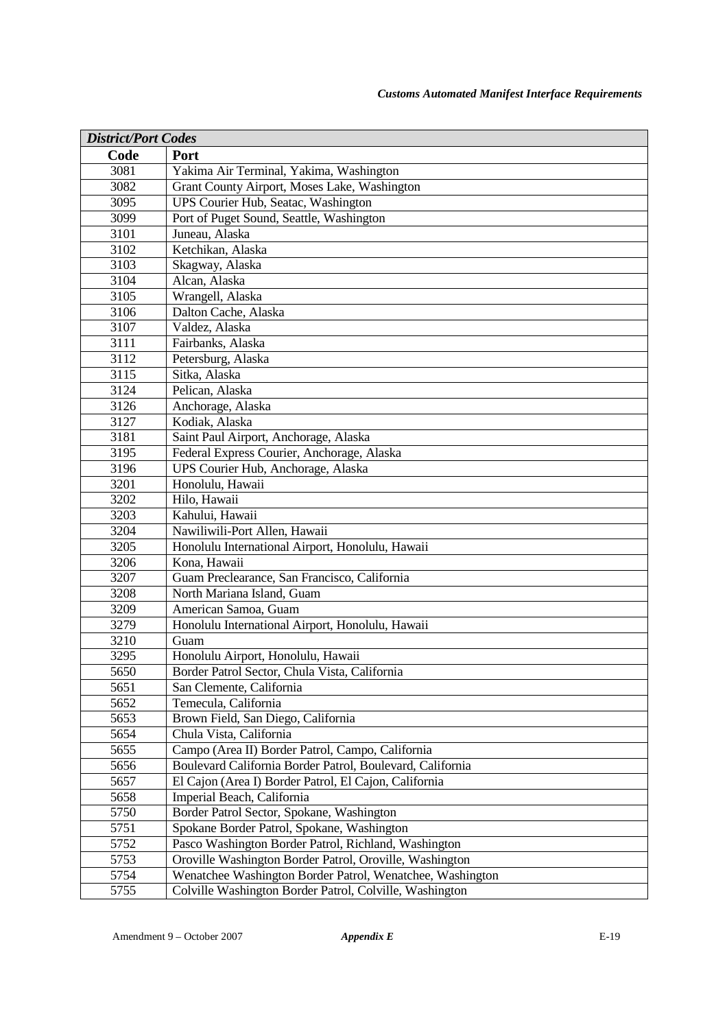| *District/Port Codes* | |
|---|---|
| **Code** | **Port** |
| 3081 | Yakima Air Terminal, Yakima, Washington |
| 3082 | Grant County Airport, Moses Lake, Washington |
| 3095 | UPS Courier Hub, Seatac, Washington |
| 3099 | Port of Puget Sound, Seattle, Washington |
| 3101 | Juneau, Alaska |
| 3102 | Ketchikan, Alaska |
| 3103 | Skagway, Alaska |
| 3104 | Alcan, Alaska |
| 3105 | Wrangell, Alaska |
| 3106 | Dalton Cache, Alaska |
| 3107 | Valdez, Alaska |
| 3111 | Fairbanks, Alaska |
| 3112 | Petersburg, Alaska |
| 3115 | Sitka, Alaska |
| 3124 | Pelican, Alaska |
| 3126 | Anchorage, Alaska |
| 3127 | Kodiak, Alaska |
| 3181 | Saint Paul Airport, Anchorage, Alaska |
| 3195 | Federal Express Courier, Anchorage, Alaska |
| 3196 | UPS Courier Hub, Anchorage, Alaska |
| 3201 | Honolulu, Hawaii |
| 3202 | Hilo, Hawaii |
| 3203 | Kahului, Hawaii |
| 3204 | Nawiliwili-Port Allen, Hawaii |
| 3205 | Honolulu International Airport, Honolulu, Hawaii |
| 3206 | Kona, Hawaii |
| 3207 | Guam Preclearance, San Francisco, California |
| 3208 | North Mariana Island, Guam |
| 3209 | American Samoa, Guam |
| 3279 | Honolulu International Airport, Honolulu, Hawaii |
| 3210 | Guam |
| 3295 | Honolulu Airport, Honolulu, Hawaii |
| 5650 | Border Patrol Sector, Chula Vista, California |
| 5651 | San Clemente, California |
| 5652 | Temecula, California |
| 5653 | Brown Field, San Diego, California |
| 5654 | Chula Vista, California |
| 5655 | Campo (Area II) Border Patrol, Campo, California |
| 5656 | Boulevard California Border Patrol, Boulevard, California |
| 5657 | El Cajon (Area I) Border Patrol, El Cajon, California |
| 5658 | Imperial Beach, California |
| 5750 | Border Patrol Sector, Spokane, Washington |
| 5751 | Spokane Border Patrol, Spokane, Washington |
| 5752 | Pasco Washington Border Patrol, Richland, Washington |
| 5753 | Oroville Washington Border Patrol, Oroville, Washington |
| 5754 | Wenatchee Washington Border Patrol, Wenatchee, Washington |
| 5755 | Colville Washington Border Patrol, Colville, Washington |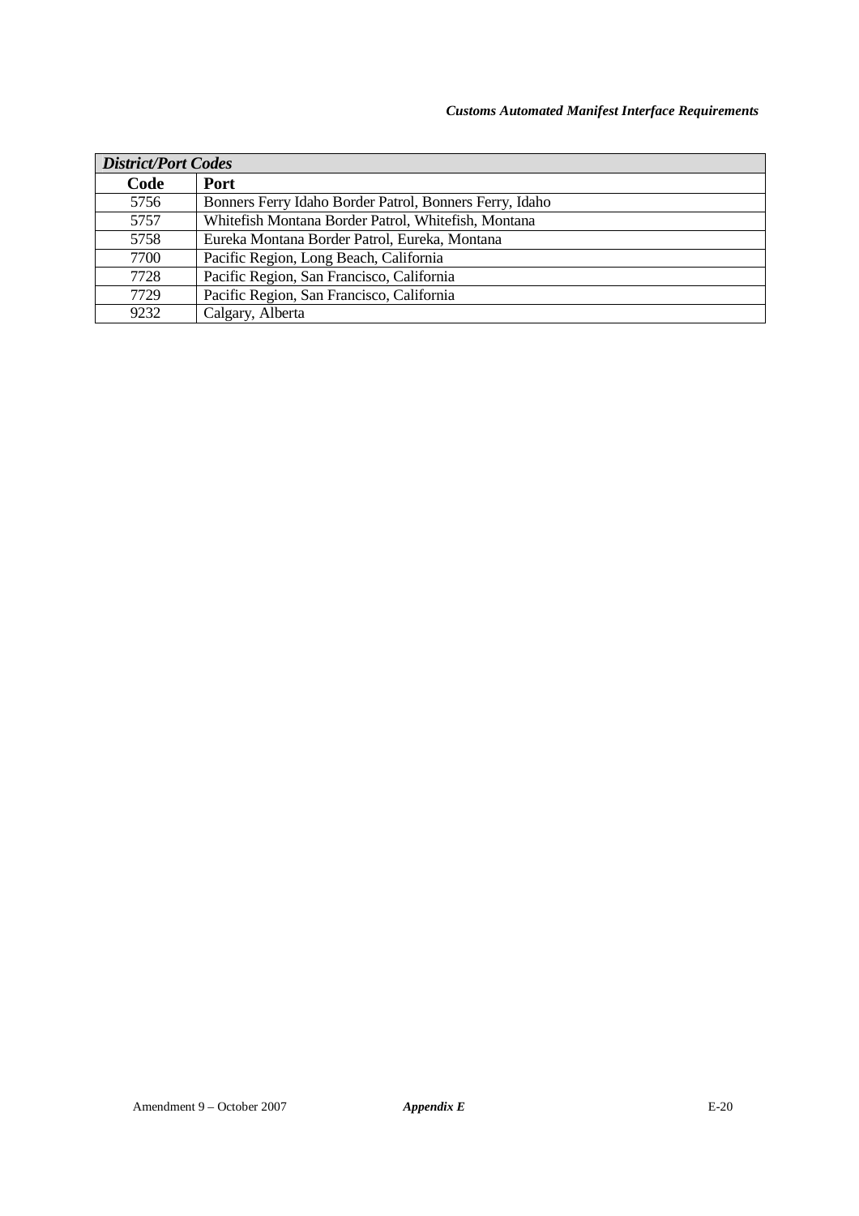| *District/Port Codes* | |
|---|---|
| **Code** | **Port** |
| 5756 | Bonners Ferry Idaho Border Patrol, Bonners Ferry, Idaho |
| 5757 | Whitefish Montana Border Patrol, Whitefish, Montana |
| 5758 | Eureka Montana Border Patrol, Eureka, Montana |
| 7700 | Pacific Region, Long Beach, California |
| 7728 | Pacific Region, San Francisco, California |
| 7729 | Pacific Region, San Francisco, California |
| 9232 | Calgary, Alberta |